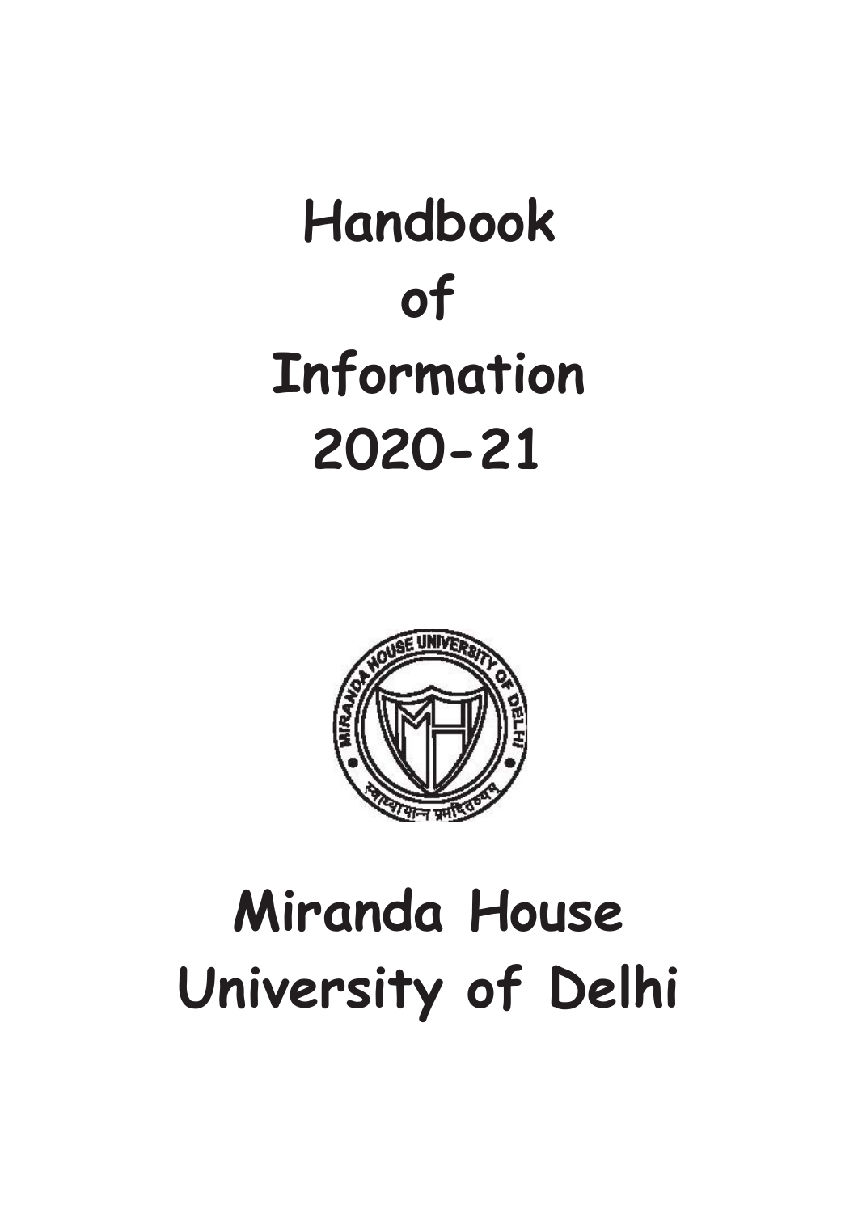# Handbook of Information 2020-21

# Miranda House
# University of Delhi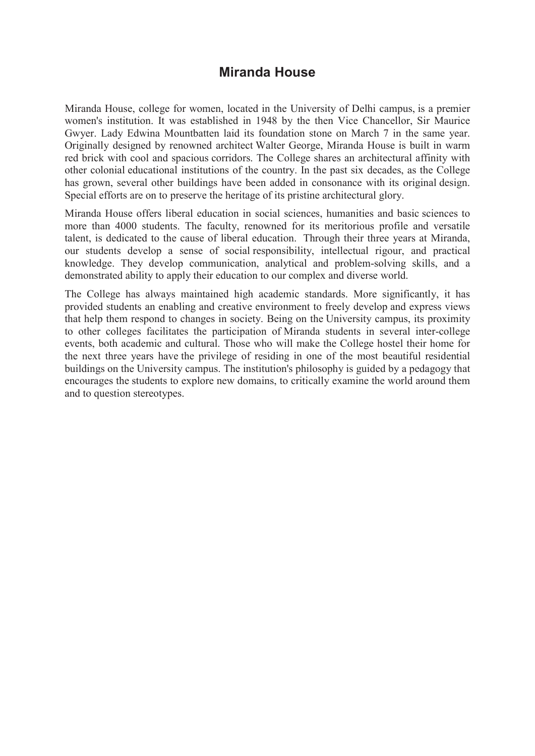# Miranda House

Miranda House, college for women, located in the University of Delhi campus, is a premier women's institution. It was established in 1948 by the then Vice Chancellor, Sir Maurice Gwyer. Lady Edwina Mountbatten laid its foundation stone on March 7 in the same year. Originally designed by renowned architect Walter George, Miranda House is built in warm red brick with cool and spacious corridors. The College shares an architectural affinity with other colonial educational institutions of the country. In the past six decades, as the College has grown, several other buildings have been added in consonance with its original design. Special efforts are on to preserve the heritage of its pristine architectural glory.

Miranda House offers liberal education in social sciences, humanities and basic sciences to more than 4000 students. The faculty, renowned for its meritorious profile and versatile talent, is dedicated to the cause of liberal education. Through their three years at Miranda, our students develop a sense of social responsibility, intellectual rigour, and practical knowledge. They develop communication, analytical and problem-solving skills, and a demonstrated ability to apply their education to our complex and diverse world.

The College has always maintained high academic standards. More significantly, it has provided students an enabling and creative environment to freely develop and express views that help them respond to changes in society. Being on the University campus, its proximity to other colleges facilitates the participation of Miranda students in several inter-college events, both academic and cultural. Those who will make the College hostel their home for the next three years have the privilege of residing in one of the most beautiful residential buildings on the University campus. The institution's philosophy is guided by a pedagogy that encourages the students to explore new domains, to critically examine the world around them and to question stereotypes.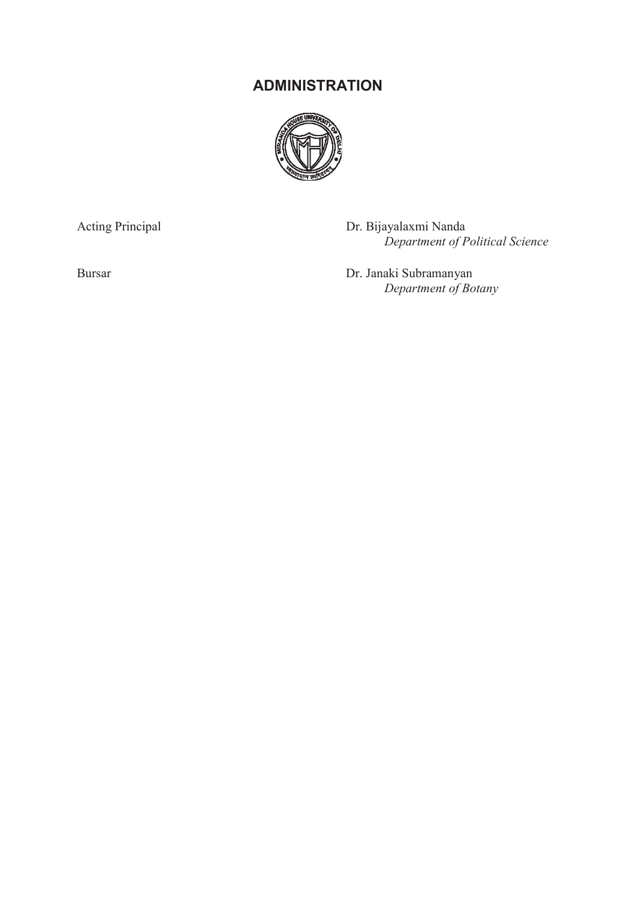# ADMINISTRATION

| | |
|---|---|
| Acting Principal | Dr. Bijayalaxmi Nanda<br>*Department of Political Science* |
| Bursar | Dr. Janaki Subramanyan<br>*Department of Botany* |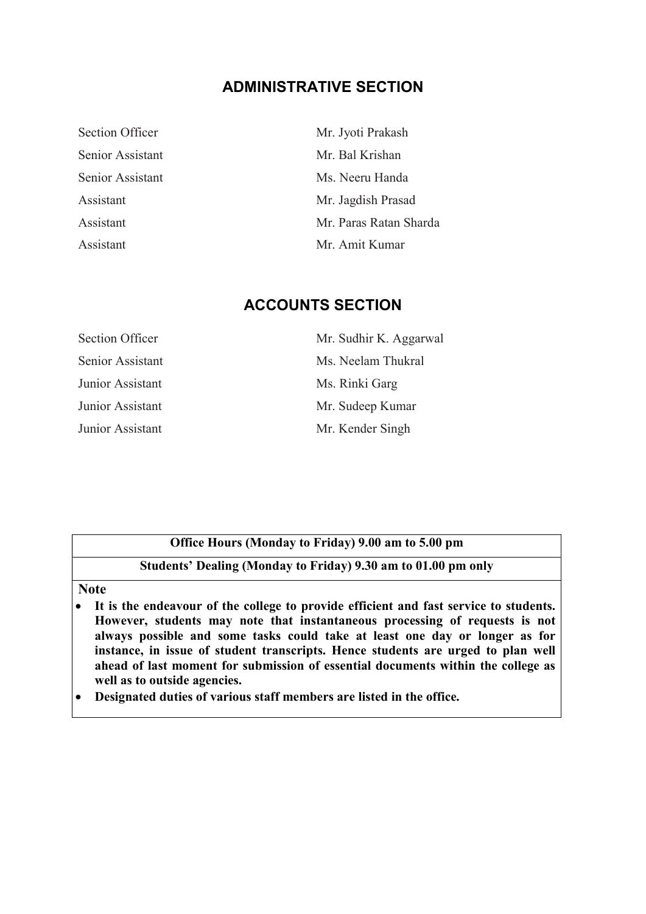## ADMINISTRATIVE SECTION

| | |
|---|---|
| Section Officer | Mr. Jyoti Prakash |
| Senior Assistant | Mr. Bal Krishan |
| Senior Assistant | Ms. Neeru Handa |
| Assistant | Mr. Jagdish Prasad |
| Assistant | Mr. Paras Ratan Sharda |
| Assistant | Mr. Amit Kumar |

## ACCOUNTS SECTION

| | |
|---|---|
| Section Officer | Mr. Sudhir K. Aggarwal |
| Senior Assistant | Ms. Neelam Thukral |
| Junior Assistant | Ms. Rinki Garg |
| Junior Assistant | Mr. Sudeep Kumar |
| Junior Assistant | Mr. Kender Singh |

**Office Hours (Monday to Friday) 9.00 am to 5.00 pm**

**Students' Dealing (Monday to Friday) 9.30 am to 01.00 pm only**

**Note**

- **It is the endeavour of the college to provide efficient and fast service to students. However, students may note that instantaneous processing of requests is not always possible and some tasks could take at least one day or longer as for instance, in issue of student transcripts. Hence students are urged to plan well ahead of last moment for submission of essential documents within the college as well as to outside agencies.**
- **Designated duties of various staff members are listed in the office.**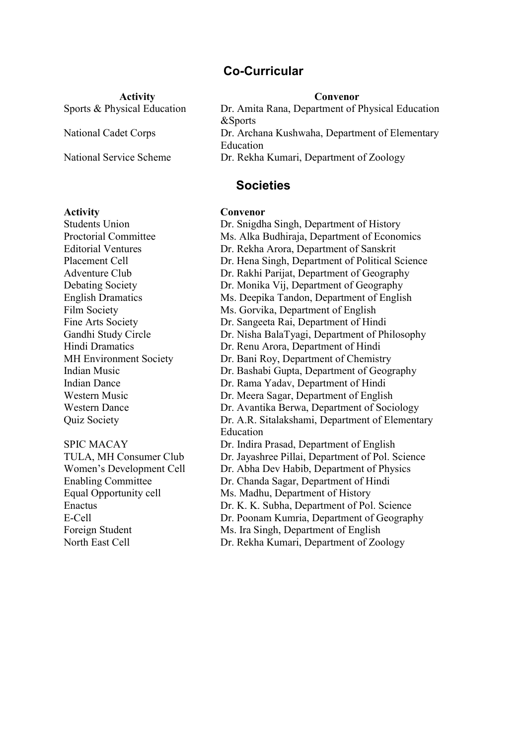## Co-Curricular

| Activity | Convenor |
|---|---|
| Sports & Physical Education | Dr. Amita Rana, Department of Physical Education &Sports |
| National Cadet Corps | Dr. Archana Kushwaha, Department of Elementary Education |
| National Service Scheme | Dr. Rekha Kumari, Department of Zoology |

## Societies

| Activity | Convenor |
|---|---|
| Students Union | Dr. Snigdha Singh, Department of History |
| Proctorial Committee | Ms. Alka Budhiraja, Department of Economics |
| Editorial Ventures | Dr. Rekha Arora, Department of Sanskrit |
| Placement Cell | Dr. Hena Singh, Department of Political Science |
| Adventure Club | Dr. Rakhi Parijat, Department of Geography |
| Debating Society | Dr. Monika Vij, Department of Geography |
| English Dramatics | Ms. Deepika Tandon, Department of English |
| Film Society | Ms. Gorvika, Department of English |
| Fine Arts Society | Dr. Sangeeta Rai, Department of Hindi |
| Gandhi Study Circle | Dr. Nisha BalaTyagi, Department of Philosophy |
| Hindi Dramatics | Dr. Renu Arora, Department of Hindi |
| MH Environment Society | Dr. Bani Roy, Department of Chemistry |
| Indian Music | Dr. Bashabi Gupta, Department of Geography |
| Indian Dance | Dr. Rama Yadav, Department of Hindi |
| Western Music | Dr. Meera Sagar, Department of English |
| Western Dance | Dr. Avantika Berwa, Department of Sociology |
| Quiz Society | Dr. A.R. Sitalakshami, Department of Elementary Education |
| SPIC MACAY | Dr. Indira Prasad, Department of English |
| TULA, MH Consumer Club | Dr. Jayashree Pillai, Department of Pol. Science |
| Women's Development Cell | Dr. Abha Dev Habib, Department of Physics |
| Enabling Committee | Dr. Chanda Sagar, Department of Hindi |
| Equal Opportunity cell | Ms. Madhu, Department of History |
| Enactus | Dr. K. K. Subha, Department of Pol. Science |
| E-Cell | Dr. Poonam Kumria, Department of Geography |
| Foreign Student | Ms. Ira Singh, Department of English |
| North East Cell | Dr. Rekha Kumari, Department of Zoology |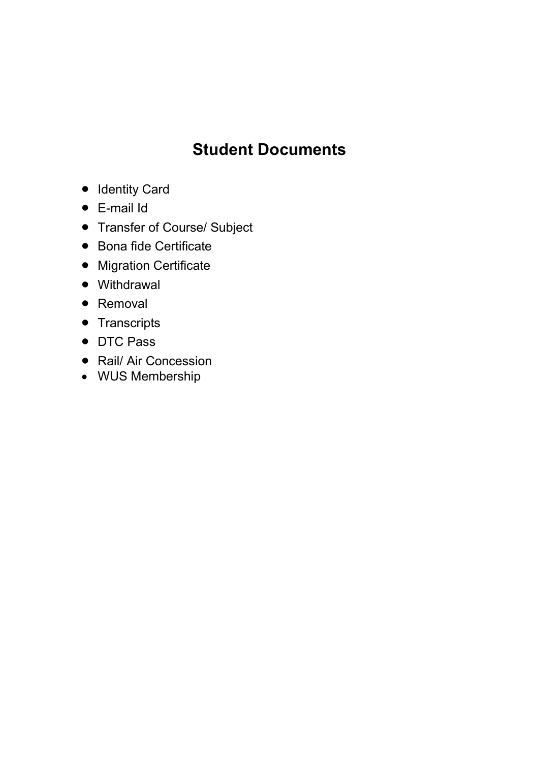# Student Documents

- Identity Card
- E-mail Id
- Transfer of Course/ Subject
- Bona fide Certificate
- Migration Certificate
- Withdrawal
- Removal
- Transcripts
- DTC Pass
- Rail/ Air Concession
- WUS Membership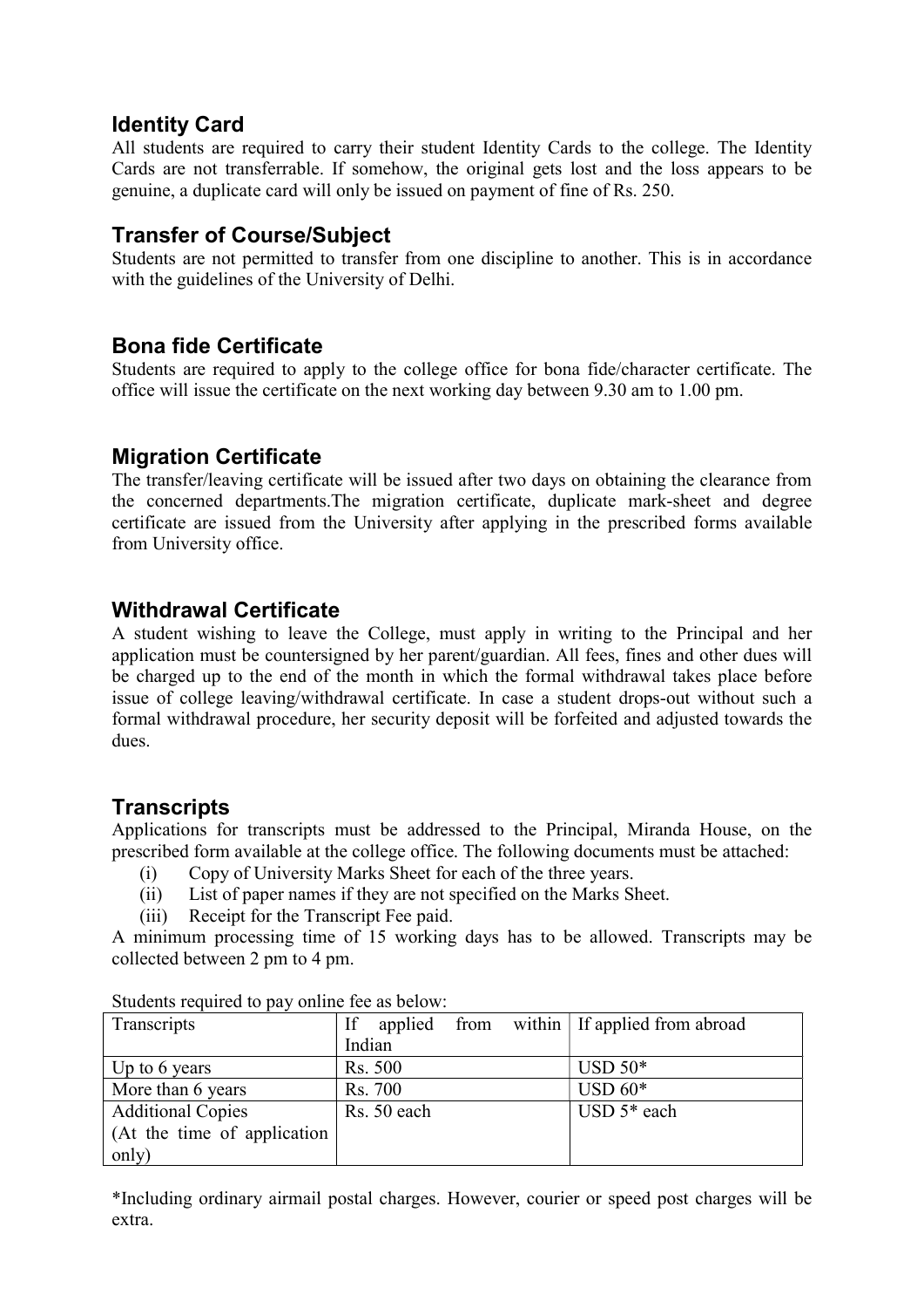## Identity Card

All students are required to carry their student Identity Cards to the college. The Identity Cards are not transferrable. If somehow, the original gets lost and the loss appears to be genuine, a duplicate card will only be issued on payment of fine of Rs. 250.

## Transfer of Course/Subject

Students are not permitted to transfer from one discipline to another. This is in accordance with the guidelines of the University of Delhi.

## Bona fide Certificate

Students are required to apply to the college office for bona fide/character certificate. The office will issue the certificate on the next working day between 9.30 am to 1.00 pm.

## Migration Certificate

The transfer/leaving certificate will be issued after two days on obtaining the clearance from the concerned departments.The migration certificate, duplicate mark-sheet and degree certificate are issued from the University after applying in the prescribed forms available from University office.

## Withdrawal Certificate

A student wishing to leave the College, must apply in writing to the Principal and her application must be countersigned by her parent/guardian. All fees, fines and other dues will be charged up to the end of the month in which the formal withdrawal takes place before issue of college leaving/withdrawal certificate. In case a student drops-out without such a formal withdrawal procedure, her security deposit will be forfeited and adjusted towards the dues.

## Transcripts

Applications for transcripts must be addressed to the Principal, Miranda House, on the prescribed form available at the college office. The following documents must be attached:

(i) Copy of University Marks Sheet for each of the three years.
(ii) List of paper names if they are not specified on the Marks Sheet.
(iii) Receipt for the Transcript Fee paid.

A minimum processing time of 15 working days has to be allowed. Transcripts may be collected between 2 pm to 4 pm.

Students required to pay online fee as below:

| Transcripts | If applied from within Indian | If applied from abroad |
|---|---|---|
| Up to 6 years | Rs. 500 | USD 50* |
| More than 6 years | Rs. 700 | USD 60* |
| Additional Copies (At the time of application only) | Rs. 50 each | USD 5* each |

*Including ordinary airmail postal charges. However, courier or speed post charges will be extra.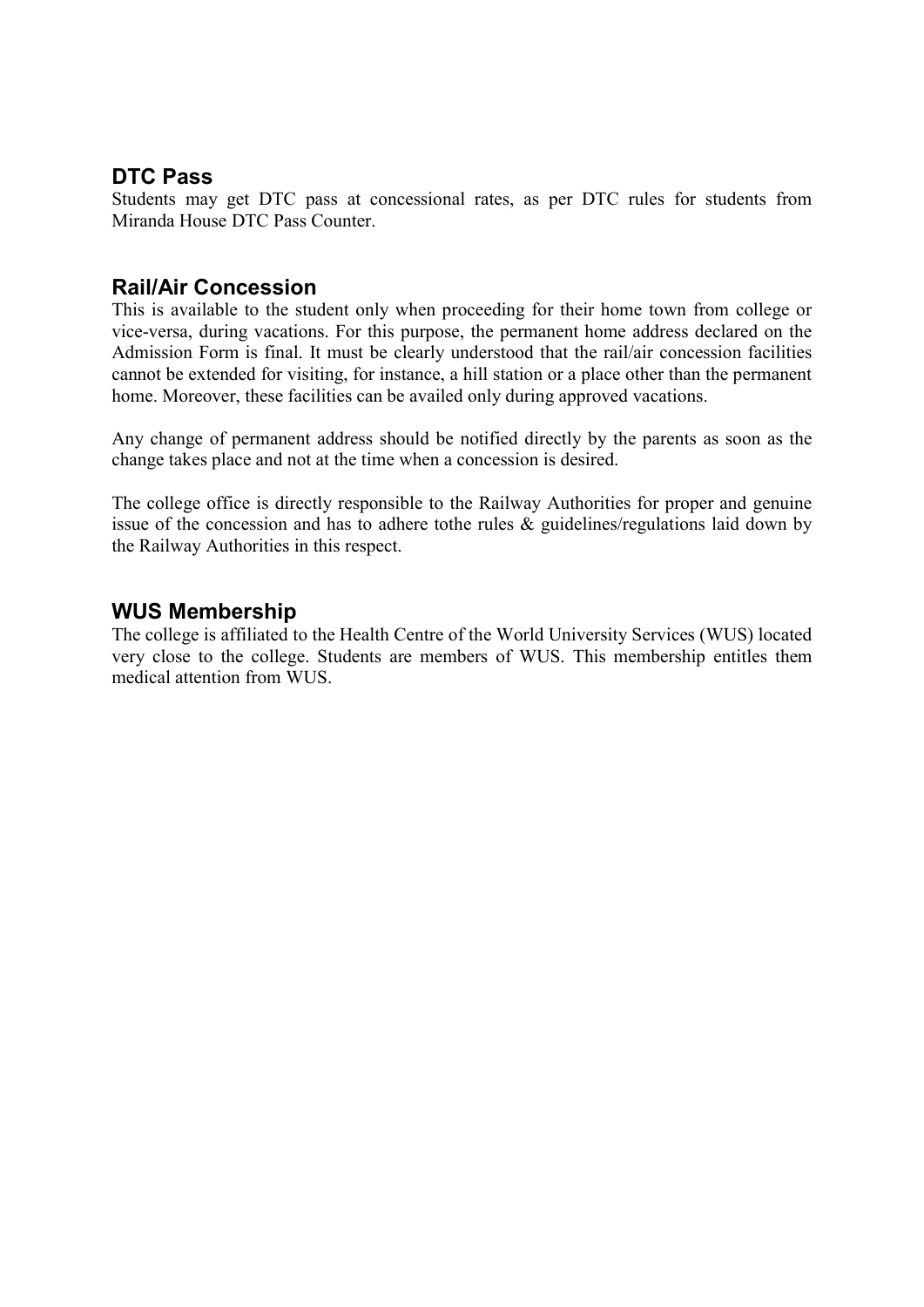## DTC Pass

Students may get DTC pass at concessional rates, as per DTC rules for students from Miranda House DTC Pass Counter.

## Rail/Air Concession

This is available to the student only when proceeding for their home town from college or vice-versa, during vacations. For this purpose, the permanent home address declared on the Admission Form is final. It must be clearly understood that the rail/air concession facilities cannot be extended for visiting, for instance, a hill station or a place other than the permanent home. Moreover, these facilities can be availed only during approved vacations.

Any change of permanent address should be notified directly by the parents as soon as the change takes place and not at the time when a concession is desired.

The college office is directly responsible to the Railway Authorities for proper and genuine issue of the concession and has to adhere tothe rules & guidelines/regulations laid down by the Railway Authorities in this respect.

## WUS Membership

The college is affiliated to the Health Centre of the World University Services (WUS) located very close to the college. Students are members of WUS. This membership entitles them medical attention from WUS.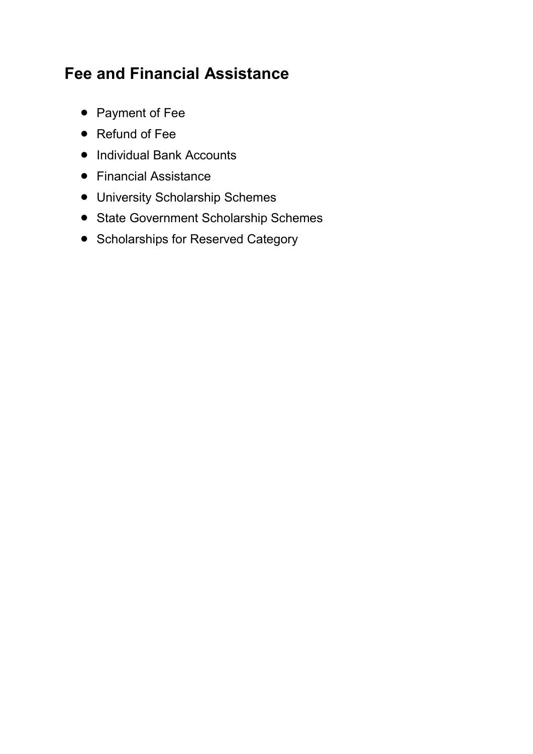## Fee and Financial Assistance

- Payment of Fee
- Refund of Fee
- Individual Bank Accounts
- Financial Assistance
- University Scholarship Schemes
- State Government Scholarship Schemes
- Scholarships for Reserved Category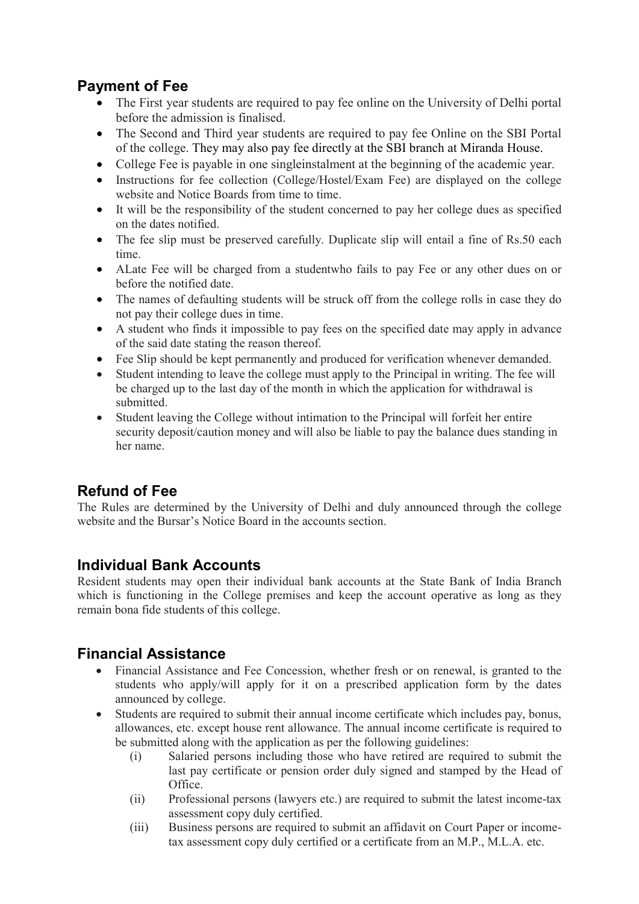## Payment of Fee

- The First year students are required to pay fee online on the University of Delhi portal before the admission is finalised.
- The Second and Third year students are required to pay fee Online on the SBI Portal of the college. They may also pay fee directly at the SBI branch at Miranda House.
- College Fee is payable in one singleinstalment at the beginning of the academic year.
- Instructions for fee collection (College/Hostel/Exam Fee) are displayed on the college website and Notice Boards from time to time.
- It will be the responsibility of the student concerned to pay her college dues as specified on the dates notified.
- The fee slip must be preserved carefully. Duplicate slip will entail a fine of Rs.50 each time.
- ALate Fee will be charged from a studentwho fails to pay Fee or any other dues on or before the notified date.
- The names of defaulting students will be struck off from the college rolls in case they do not pay their college dues in time.
- A student who finds it impossible to pay fees on the specified date may apply in advance of the said date stating the reason thereof.
- Fee Slip should be kept permanently and produced for verification whenever demanded.
- Student intending to leave the college must apply to the Principal in writing. The fee will be charged up to the last day of the month in which the application for withdrawal is submitted.
- Student leaving the College without intimation to the Principal will forfeit her entire security deposit/caution money and will also be liable to pay the balance dues standing in her name.

## Refund of Fee

The Rules are determined by the University of Delhi and duly announced through the college website and the Bursar's Notice Board in the accounts section.

## Individual Bank Accounts

Resident students may open their individual bank accounts at the State Bank of India Branch which is functioning in the College premises and keep the account operative as long as they remain bona fide students of this college.

## Financial Assistance

- Financial Assistance and Fee Concession, whether fresh or on renewal, is granted to the students who apply/will apply for it on a prescribed application form by the dates announced by college.
- Students are required to submit their annual income certificate which includes pay, bonus, allowances, etc. except house rent allowance. The annual income certificate is required to be submitted along with the application as per the following guidelines:
    - (i) Salaried persons including those who have retired are required to submit the last pay certificate or pension order duly signed and stamped by the Head of Office.
    - (ii) Professional persons (lawyers etc.) are required to submit the latest income-tax assessment copy duly certified.
    - (iii) Business persons are required to submit an affidavit on Court Paper or income-tax assessment copy duly certified or a certificate from an M.P., M.L.A. etc.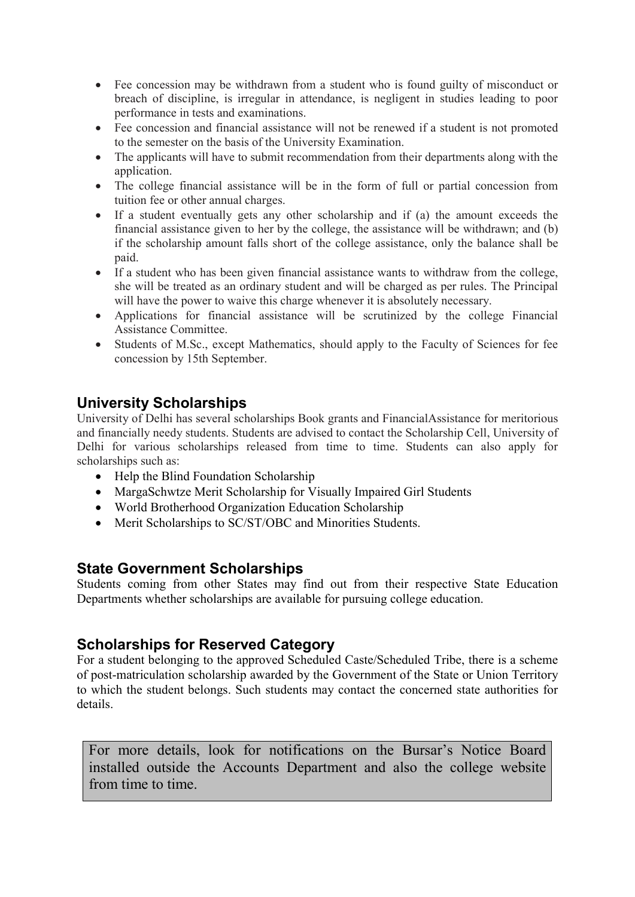- Fee concession may be withdrawn from a student who is found guilty of misconduct or breach of discipline, is irregular in attendance, is negligent in studies leading to poor performance in tests and examinations.
- Fee concession and financial assistance will not be renewed if a student is not promoted to the semester on the basis of the University Examination.
- The applicants will have to submit recommendation from their departments along with the application.
- The college financial assistance will be in the form of full or partial concession from tuition fee or other annual charges.
- If a student eventually gets any other scholarship and if (a) the amount exceeds the financial assistance given to her by the college, the assistance will be withdrawn; and (b) if the scholarship amount falls short of the college assistance, only the balance shall be paid.
- If a student who has been given financial assistance wants to withdraw from the college, she will be treated as an ordinary student and will be charged as per rules. The Principal will have the power to waive this charge whenever it is absolutely necessary.
- Applications for financial assistance will be scrutinized by the college Financial Assistance Committee.
- Students of M.Sc., except Mathematics, should apply to the Faculty of Sciences for fee concession by 15th September.

## University Scholarships

University of Delhi has several scholarships Book grants and FinancialAssistance for meritorious and financially needy students. Students are advised to contact the Scholarship Cell, University of Delhi for various scholarships released from time to time. Students can also apply for scholarships such as:

- Help the Blind Foundation Scholarship
- MargaSchwtze Merit Scholarship for Visually Impaired Girl Students
- World Brotherhood Organization Education Scholarship
- Merit Scholarships to SC/ST/OBC and Minorities Students.

## State Government Scholarships

Students coming from other States may find out from their respective State Education Departments whether scholarships are available for pursuing college education.

## Scholarships for Reserved Category

For a student belonging to the approved Scheduled Caste/Scheduled Tribe, there is a scheme of post-matriculation scholarship awarded by the Government of the State or Union Territory to which the student belongs. Such students may contact the concerned state authorities for details.

For more details, look for notifications on the Bursar's Notice Board installed outside the Accounts Department and also the college website from time to time.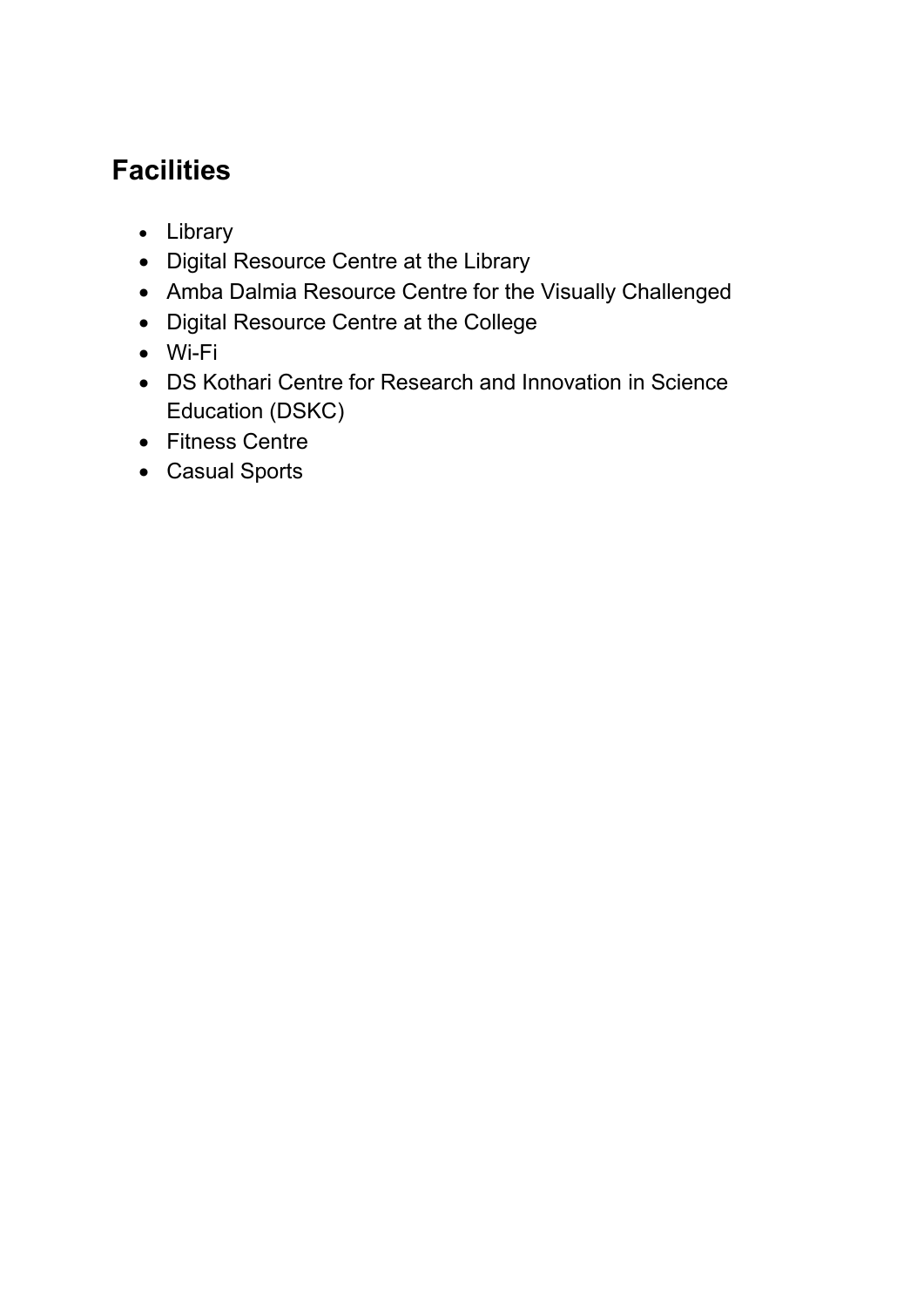## Facilities

- Library
- Digital Resource Centre at the Library
- Amba Dalmia Resource Centre for the Visually Challenged
- Digital Resource Centre at the College
- Wi-Fi
- DS Kothari Centre for Research and Innovation in Science Education (DSKC)
- Fitness Centre
- Casual Sports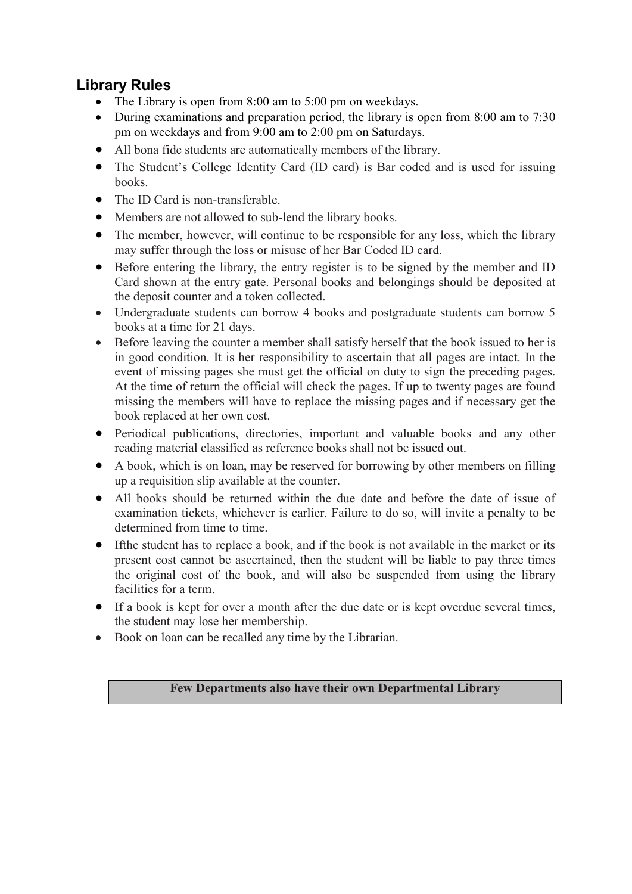## Library Rules

- The Library is open from 8:00 am to 5:00 pm on weekdays.
- During examinations and preparation period, the library is open from 8:00 am to 7:30 pm on weekdays and from 9:00 am to 2:00 pm on Saturdays.
- All bona fide students are automatically members of the library.
- The Student's College Identity Card (ID card) is Bar coded and is used for issuing books.
- The ID Card is non-transferable.
- Members are not allowed to sub-lend the library books.
- The member, however, will continue to be responsible for any loss, which the library may suffer through the loss or misuse of her Bar Coded ID card.
- Before entering the library, the entry register is to be signed by the member and ID Card shown at the entry gate. Personal books and belongings should be deposited at the deposit counter and a token collected.
- Undergraduate students can borrow 4 books and postgraduate students can borrow 5 books at a time for 21 days.
- Before leaving the counter a member shall satisfy herself that the book issued to her is in good condition. It is her responsibility to ascertain that all pages are intact. In the event of missing pages she must get the official on duty to sign the preceding pages. At the time of return the official will check the pages. If up to twenty pages are found missing the members will have to replace the missing pages and if necessary get the book replaced at her own cost.
- Periodical publications, directories, important and valuable books and any other reading material classified as reference books shall not be issued out.
- A book, which is on loan, may be reserved for borrowing by other members on filling up a requisition slip available at the counter.
- All books should be returned within the due date and before the date of issue of examination tickets, whichever is earlier. Failure to do so, will invite a penalty to be determined from time to time.
- Ifthe student has to replace a book, and if the book is not available in the market or its present cost cannot be ascertained, then the student will be liable to pay three times the original cost of the book, and will also be suspended from using the library facilities for a term.
- If a book is kept for over a month after the due date or is kept overdue several times, the student may lose her membership.
- Book on loan can be recalled any time by the Librarian.

**Few Departments also have their own Departmental Library**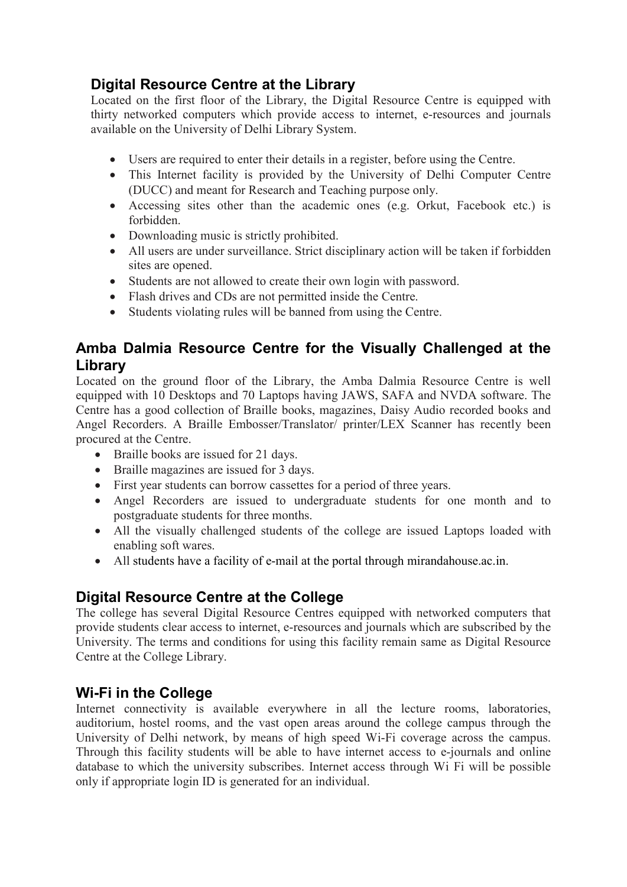## Digital Resource Centre at the Library

Located on the first floor of the Library, the Digital Resource Centre is equipped with thirty networked computers which provide access to internet, e-resources and journals available on the University of Delhi Library System.

- Users are required to enter their details in a register, before using the Centre.
- This Internet facility is provided by the University of Delhi Computer Centre (DUCC) and meant for Research and Teaching purpose only.
- Accessing sites other than the academic ones (e.g. Orkut, Facebook etc.) is forbidden.
- Downloading music is strictly prohibited.
- All users are under surveillance. Strict disciplinary action will be taken if forbidden sites are opened.
- Students are not allowed to create their own login with password.
- Flash drives and CDs are not permitted inside the Centre.
- Students violating rules will be banned from using the Centre.

## Amba Dalmia Resource Centre for the Visually Challenged at the Library

Located on the ground floor of the Library, the Amba Dalmia Resource Centre is well equipped with 10 Desktops and 70 Laptops having JAWS, SAFA and NVDA software. The Centre has a good collection of Braille books, magazines, Daisy Audio recorded books and Angel Recorders. A Braille Embosser/Translator/ printer/LEX Scanner has recently been procured at the Centre.

- Braille books are issued for 21 days.
- Braille magazines are issued for 3 days.
- First year students can borrow cassettes for a period of three years.
- Angel Recorders are issued to undergraduate students for one month and to postgraduate students for three months.
- All the visually challenged students of the college are issued Laptops loaded with enabling soft wares.
- All students have a facility of e-mail at the portal through mirandahouse.ac.in.

## Digital Resource Centre at the College

The college has several Digital Resource Centres equipped with networked computers that provide students clear access to internet, e-resources and journals which are subscribed by the University. The terms and conditions for using this facility remain same as Digital Resource Centre at the College Library.

## Wi-Fi in the College

Internet connectivity is available everywhere in all the lecture rooms, laboratories, auditorium, hostel rooms, and the vast open areas around the college campus through the University of Delhi network, by means of high speed Wi-Fi coverage across the campus. Through this facility students will be able to have internet access to e-journals and online database to which the university subscribes. Internet access through Wi Fi will be possible only if appropriate login ID is generated for an individual.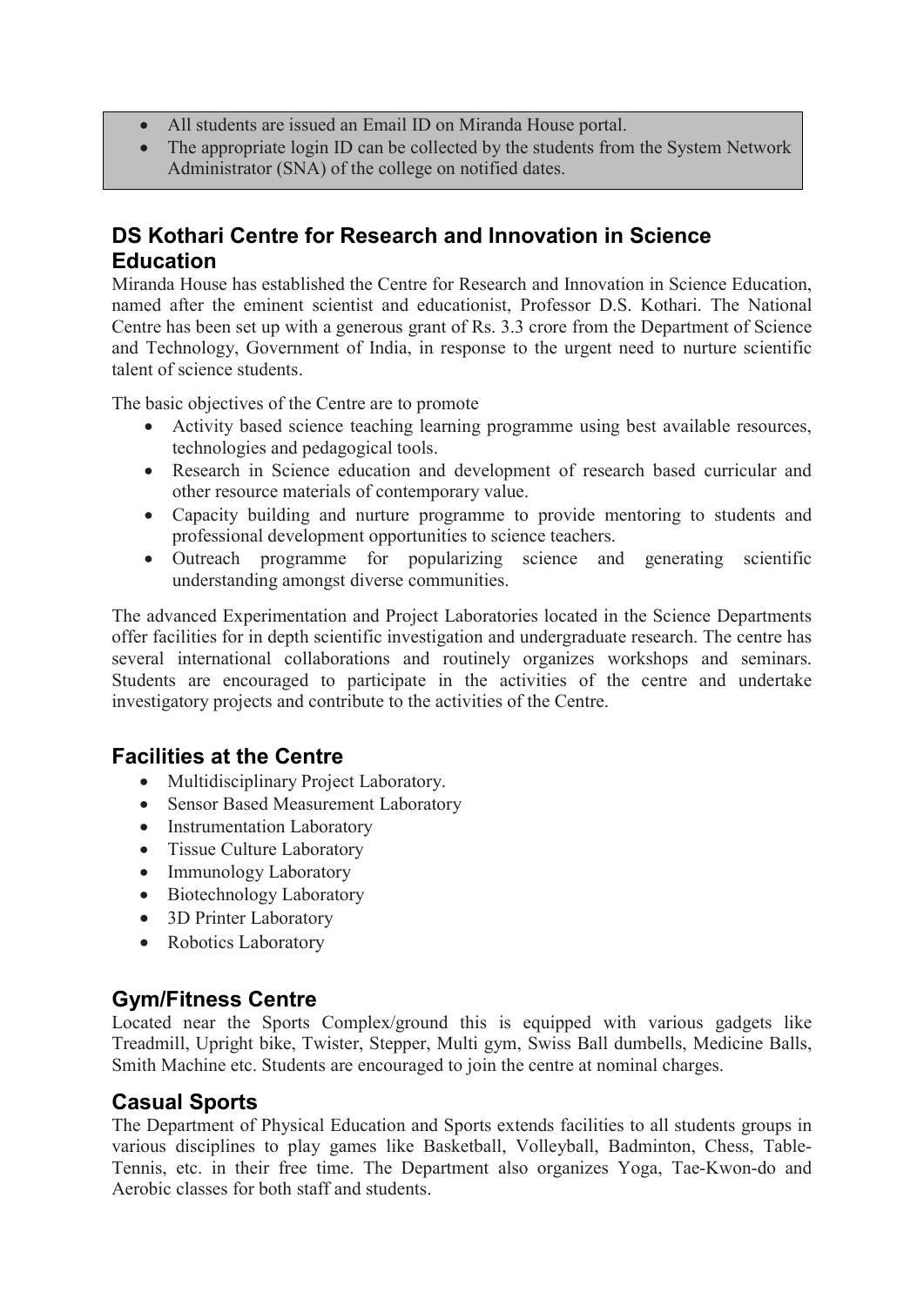- All students are issued an Email ID on Miranda House portal.
- The appropriate login ID can be collected by the students from the System Network Administrator (SNA) of the college on notified dates.

## DS Kothari Centre for Research and Innovation in Science Education

Miranda House has established the Centre for Research and Innovation in Science Education, named after the eminent scientist and educationist, Professor D.S. Kothari. The National Centre has been set up with a generous grant of Rs. 3.3 crore from the Department of Science and Technology, Government of India, in response to the urgent need to nurture scientific talent of science students.

The basic objectives of the Centre are to promote

- Activity based science teaching learning programme using best available resources, technologies and pedagogical tools.
- Research in Science education and development of research based curricular and other resource materials of contemporary value.
- Capacity building and nurture programme to provide mentoring to students and professional development opportunities to science teachers.
- Outreach programme for popularizing science and generating scientific understanding amongst diverse communities.

The advanced Experimentation and Project Laboratories located in the Science Departments offer facilities for in depth scientific investigation and undergraduate research. The centre has several international collaborations and routinely organizes workshops and seminars. Students are encouraged to participate in the activities of the centre and undertake investigatory projects and contribute to the activities of the Centre.

## Facilities at the Centre

- Multidisciplinary Project Laboratory.
- Sensor Based Measurement Laboratory
- Instrumentation Laboratory
- Tissue Culture Laboratory
- Immunology Laboratory
- Biotechnology Laboratory
- 3D Printer Laboratory
- Robotics Laboratory

## Gym/Fitness Centre

Located near the Sports Complex/ground this is equipped with various gadgets like Treadmill, Upright bike, Twister, Stepper, Multi gym, Swiss Ball dumbells, Medicine Balls, Smith Machine etc. Students are encouraged to join the centre at nominal charges.

## Casual Sports

The Department of Physical Education and Sports extends facilities to all students groups in various disciplines to play games like Basketball, Volleyball, Badminton, Chess, Table-Tennis, etc. in their free time. The Department also organizes Yoga, Tae-Kwon-do and Aerobic classes for both staff and students.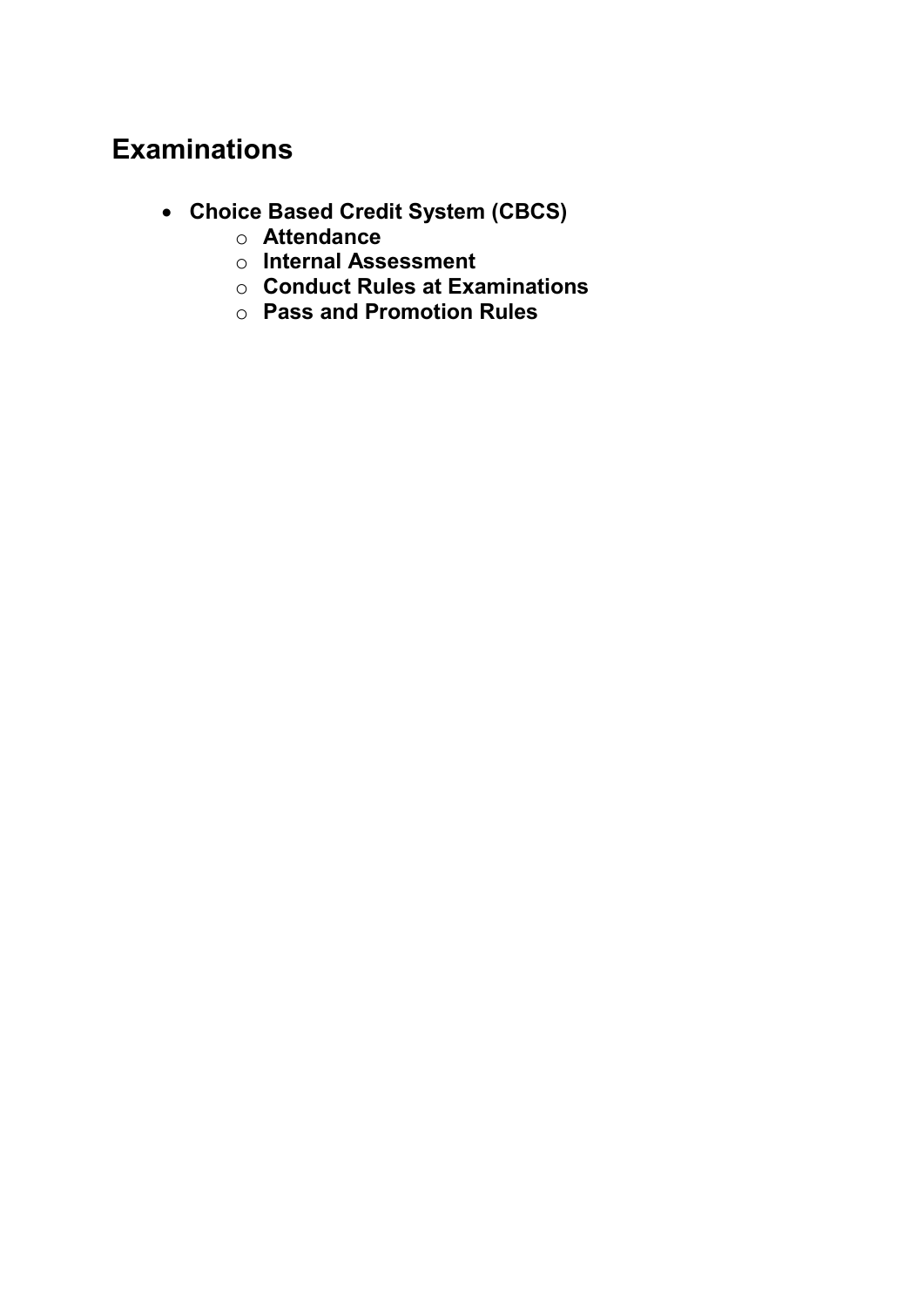# Examinations

- **Choice Based Credit System (CBCS)**
  - **Attendance**
  - **Internal Assessment**
  - **Conduct Rules at Examinations**
  - **Pass and Promotion Rules**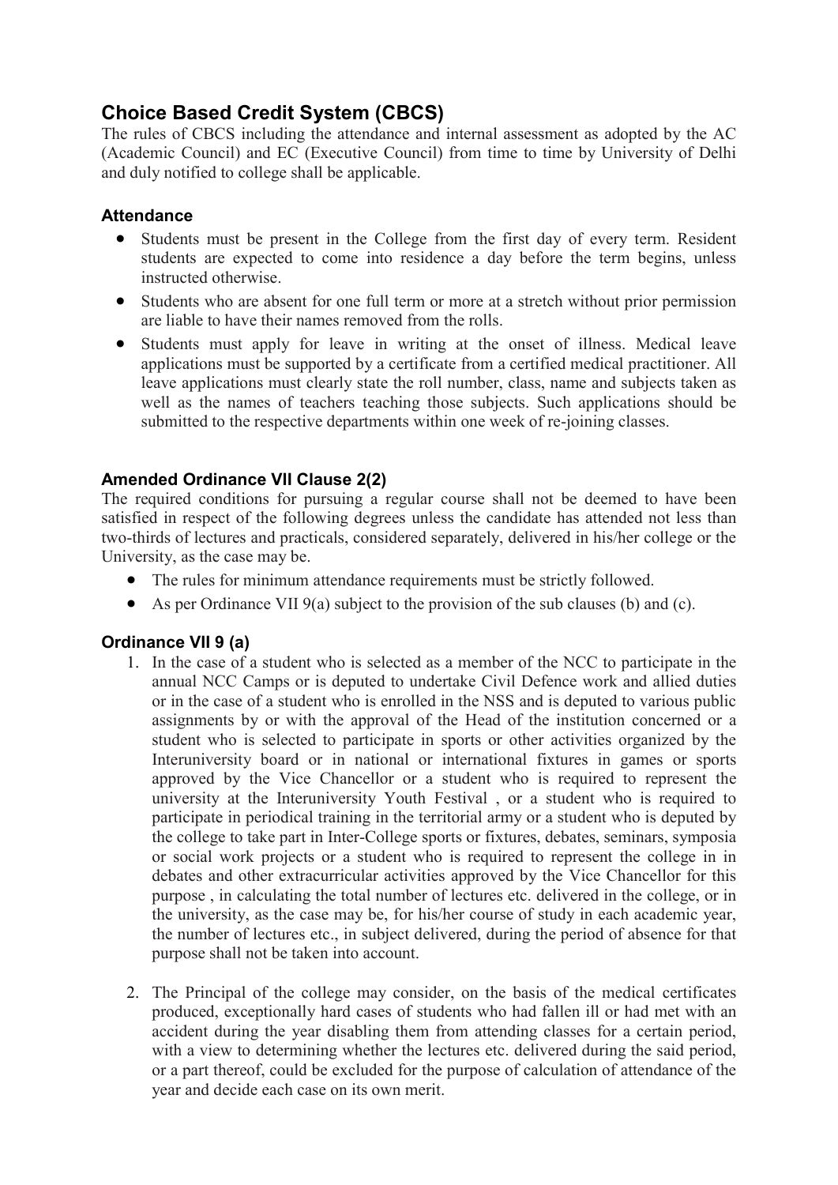## Choice Based Credit System (CBCS)

The rules of CBCS including the attendance and internal assessment as adopted by the AC (Academic Council) and EC (Executive Council) from time to time by University of Delhi and duly notified to college shall be applicable.

### Attendance

- Students must be present in the College from the first day of every term. Resident students are expected to come into residence a day before the term begins, unless instructed otherwise.
- Students who are absent for one full term or more at a stretch without prior permission are liable to have their names removed from the rolls.
- Students must apply for leave in writing at the onset of illness. Medical leave applications must be supported by a certificate from a certified medical practitioner. All leave applications must clearly state the roll number, class, name and subjects taken as well as the names of teachers teaching those subjects. Such applications should be submitted to the respective departments within one week of re-joining classes.

### Amended Ordinance VII Clause 2(2)

The required conditions for pursuing a regular course shall not be deemed to have been satisfied in respect of the following degrees unless the candidate has attended not less than two-thirds of lectures and practicals, considered separately, delivered in his/her college or the University, as the case may be.

- The rules for minimum attendance requirements must be strictly followed.
- As per Ordinance VII 9(a) subject to the provision of the sub clauses (b) and (c).

### Ordinance VII 9 (a)

1. In the case of a student who is selected as a member of the NCC to participate in the annual NCC Camps or is deputed to undertake Civil Defence work and allied duties or in the case of a student who is enrolled in the NSS and is deputed to various public assignments by or with the approval of the Head of the institution concerned or a student who is selected to participate in sports or other activities organized by the Interuniversity board or in national or international fixtures in games or sports approved by the Vice Chancellor or a student who is required to represent the university at the Interuniversity Youth Festival , or a student who is required to participate in periodical training in the territorial army or a student who is deputed by the college to take part in Inter-College sports or fixtures, debates, seminars, symposia or social work projects or a student who is required to represent the college in in debates and other extracurricular activities approved by the Vice Chancellor for this purpose , in calculating the total number of lectures etc. delivered in the college, or in the university, as the case may be, for his/her course of study in each academic year, the number of lectures etc., in subject delivered, during the period of absence for that purpose shall not be taken into account.

2. The Principal of the college may consider, on the basis of the medical certificates produced, exceptionally hard cases of students who had fallen ill or had met with an accident during the year disabling them from attending classes for a certain period, with a view to determining whether the lectures etc. delivered during the said period, or a part thereof, could be excluded for the purpose of calculation of attendance of the year and decide each case on its own merit.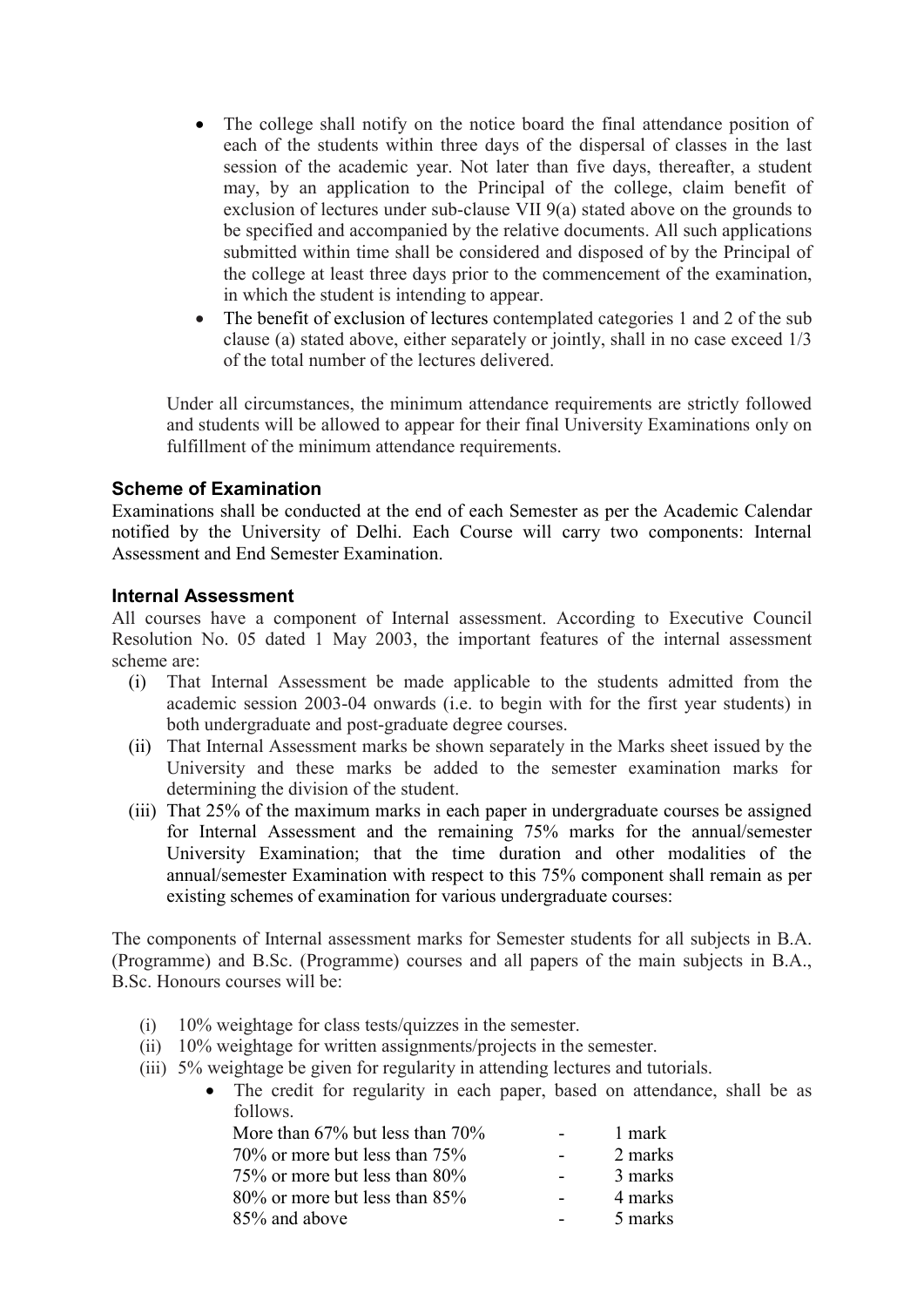- The college shall notify on the notice board the final attendance position of each of the students within three days of the dispersal of classes in the last session of the academic year. Not later than five days, thereafter, a student may, by an application to the Principal of the college, claim benefit of exclusion of lectures under sub-clause VII 9(a) stated above on the grounds to be specified and accompanied by the relative documents. All such applications submitted within time shall be considered and disposed of by the Principal of the college at least three days prior to the commencement of the examination, in which the student is intending to appear.
- The benefit of exclusion of lectures contemplated categories 1 and 2 of the sub clause (a) stated above, either separately or jointly, shall in no case exceed 1/3 of the total number of the lectures delivered.

Under all circumstances, the minimum attendance requirements are strictly followed and students will be allowed to appear for their final University Examinations only on fulfillment of the minimum attendance requirements.

### Scheme of Examination

Examinations shall be conducted at the end of each Semester as per the Academic Calendar notified by the University of Delhi. Each Course will carry two components: Internal Assessment and End Semester Examination.

### Internal Assessment

All courses have a component of Internal assessment. According to Executive Council Resolution No. 05 dated 1 May 2003, the important features of the internal assessment scheme are:

(i) That Internal Assessment be made applicable to the students admitted from the academic session 2003-04 onwards (i.e. to begin with for the first year students) in both undergraduate and post-graduate degree courses.

(ii) That Internal Assessment marks be shown separately in the Marks sheet issued by the University and these marks be added to the semester examination marks for determining the division of the student.

(iii) That 25% of the maximum marks in each paper in undergraduate courses be assigned for Internal Assessment and the remaining 75% marks for the annual/semester University Examination; that the time duration and other modalities of the annual/semester Examination with respect to this 75% component shall remain as per existing schemes of examination for various undergraduate courses:

The components of Internal assessment marks for Semester students for all subjects in B.A. (Programme) and B.Sc. (Programme) courses and all papers of the main subjects in B.A., B.Sc. Honours courses will be:

(i) 10% weightage for class tests/quizzes in the semester.

(ii) 10% weightage for written assignments/projects in the semester.

(iii) 5% weightage be given for regularity in attending lectures and tutorials.

- The credit for regularity in each paper, based on attendance, shall be as follows.

| | | |
|---|---|---|
| More than 67% but less than 70% | - | 1 mark |
| 70% or more but less than 75% | - | 2 marks |
| 75% or more but less than 80% | - | 3 marks |
| 80% or more but less than 85% | - | 4 marks |
| 85% and above | - | 5 marks |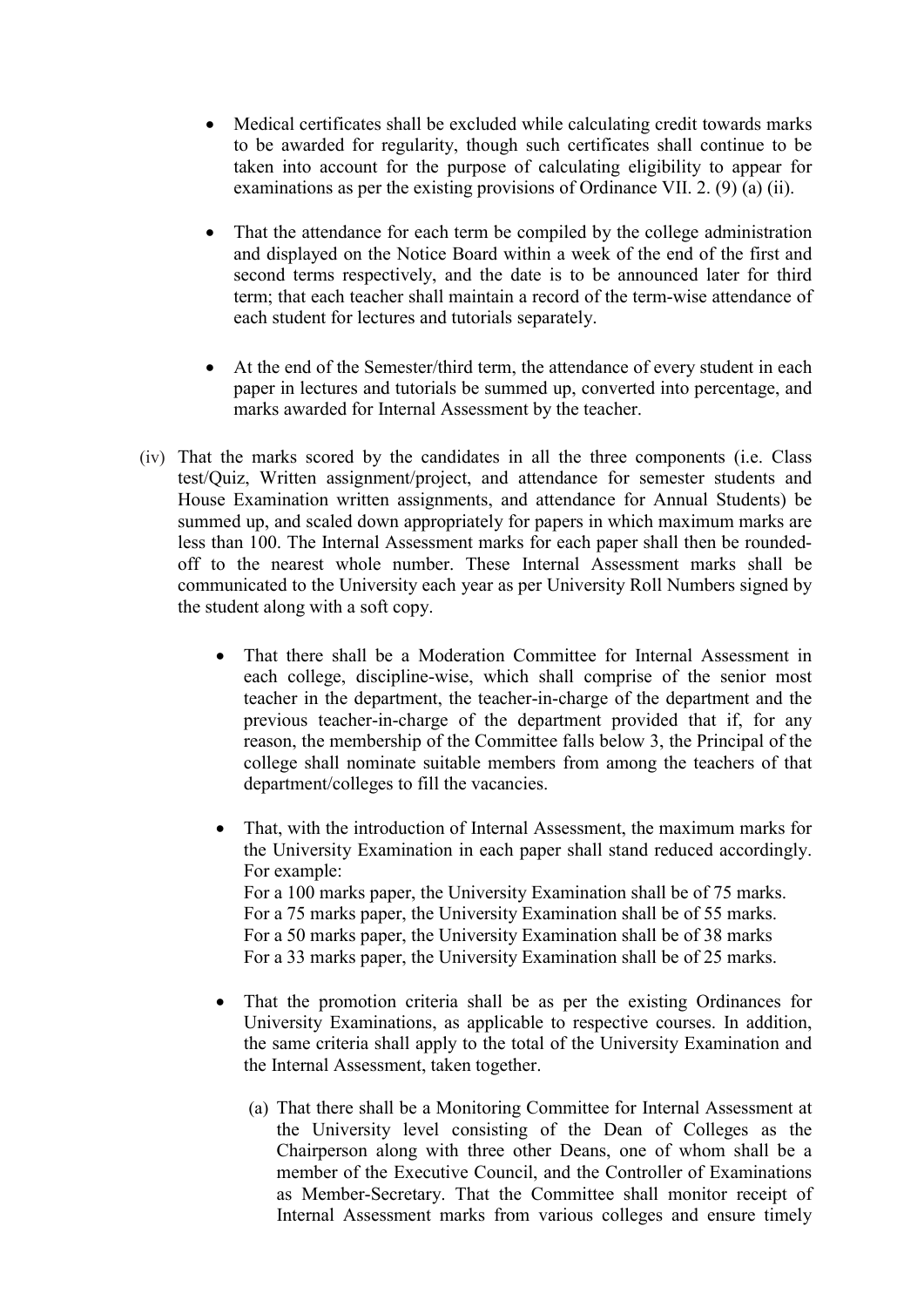- Medical certificates shall be excluded while calculating credit towards marks to be awarded for regularity, though such certificates shall continue to be taken into account for the purpose of calculating eligibility to appear for examinations as per the existing provisions of Ordinance VII. 2. (9) (a) (ii).

- That the attendance for each term be compiled by the college administration and displayed on the Notice Board within a week of the end of the first and second terms respectively, and the date is to be announced later for third term; that each teacher shall maintain a record of the term-wise attendance of each student for lectures and tutorials separately.

- At the end of the Semester/third term, the attendance of every student in each paper in lectures and tutorials be summed up, converted into percentage, and marks awarded for Internal Assessment by the teacher.

(iv) That the marks scored by the candidates in all the three components (i.e. Class test/Quiz, Written assignment/project, and attendance for semester students and House Examination written assignments, and attendance for Annual Students) be summed up, and scaled down appropriately for papers in which maximum marks are less than 100. The Internal Assessment marks for each paper shall then be rounded-off to the nearest whole number. These Internal Assessment marks shall be communicated to the University each year as per University Roll Numbers signed by the student along with a soft copy.

- That there shall be a Moderation Committee for Internal Assessment in each college, discipline-wise, which shall comprise of the senior most teacher in the department, the teacher-in-charge of the department and the previous teacher-in-charge of the department provided that if, for any reason, the membership of the Committee falls below 3, the Principal of the college shall nominate suitable members from among the teachers of that department/colleges to fill the vacancies.

- That, with the introduction of Internal Assessment, the maximum marks for the University Examination in each paper shall stand reduced accordingly. For example:
  For a 100 marks paper, the University Examination shall be of 75 marks.
  For a 75 marks paper, the University Examination shall be of 55 marks.
  For a 50 marks paper, the University Examination shall be of 38 marks
  For a 33 marks paper, the University Examination shall be of 25 marks.

- That the promotion criteria shall be as per the existing Ordinances for University Examinations, as applicable to respective courses. In addition, the same criteria shall apply to the total of the University Examination and the Internal Assessment, taken together.

  (a) That there shall be a Monitoring Committee for Internal Assessment at the University level consisting of the Dean of Colleges as the Chairperson along with three other Deans, one of whom shall be a member of the Executive Council, and the Controller of Examinations as Member-Secretary. That the Committee shall monitor receipt of Internal Assessment marks from various colleges and ensure timely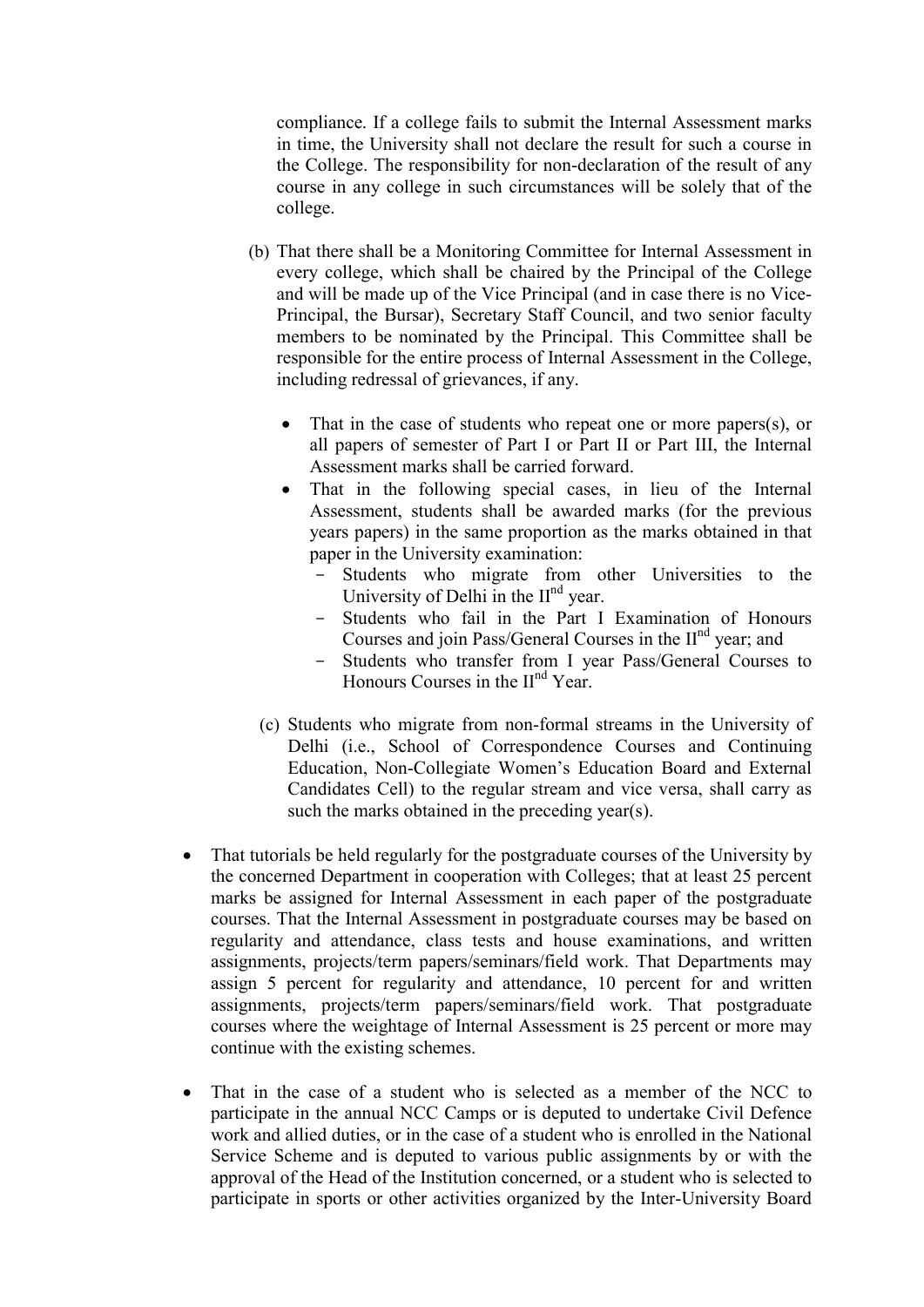compliance. If a college fails to submit the Internal Assessment marks in time, the University shall not declare the result for such a course in the College. The responsibility for non-declaration of the result of any course in any college in such circumstances will be solely that of the college.

(b) That there shall be a Monitoring Committee for Internal Assessment in every college, which shall be chaired by the Principal of the College and will be made up of the Vice Principal (and in case there is no Vice-Principal, the Bursar), Secretary Staff Council, and two senior faculty members to be nominated by the Principal. This Committee shall be responsible for the entire process of Internal Assessment in the College, including redressal of grievances, if any.

- That in the case of students who repeat one or more papers(s), or all papers of semester of Part I or Part II or Part III, the Internal Assessment marks shall be carried forward.
- That in the following special cases, in lieu of the Internal Assessment, students shall be awarded marks (for the previous years papers) in the same proportion as the marks obtained in that paper in the University examination:
  - Students who migrate from other Universities to the University of Delhi in the II[nd] year.
  - Students who fail in the Part I Examination of Honours Courses and join Pass/General Courses in the II[nd] year; and
  - Students who transfer from I year Pass/General Courses to Honours Courses in the II[nd] Year.

(c) Students who migrate from non-formal streams in the University of Delhi (i.e., School of Correspondence Courses and Continuing Education, Non-Collegiate Women's Education Board and External Candidates Cell) to the regular stream and vice versa, shall carry as such the marks obtained in the preceding year(s).

- That tutorials be held regularly for the postgraduate courses of the University by the concerned Department in cooperation with Colleges; that at least 25 percent marks be assigned for Internal Assessment in each paper of the postgraduate courses. That the Internal Assessment in postgraduate courses may be based on regularity and attendance, class tests and house examinations, and written assignments, projects/term papers/seminars/field work. That Departments may assign 5 percent for regularity and attendance, 10 percent for and written assignments, projects/term papers/seminars/field work. That postgraduate courses where the weightage of Internal Assessment is 25 percent or more may continue with the existing schemes.

- That in the case of a student who is selected as a member of the NCC to participate in the annual NCC Camps or is deputed to undertake Civil Defence work and allied duties, or in the case of a student who is enrolled in the National Service Scheme and is deputed to various public assignments by or with the approval of the Head of the Institution concerned, or a student who is selected to participate in sports or other activities organized by the Inter-University Board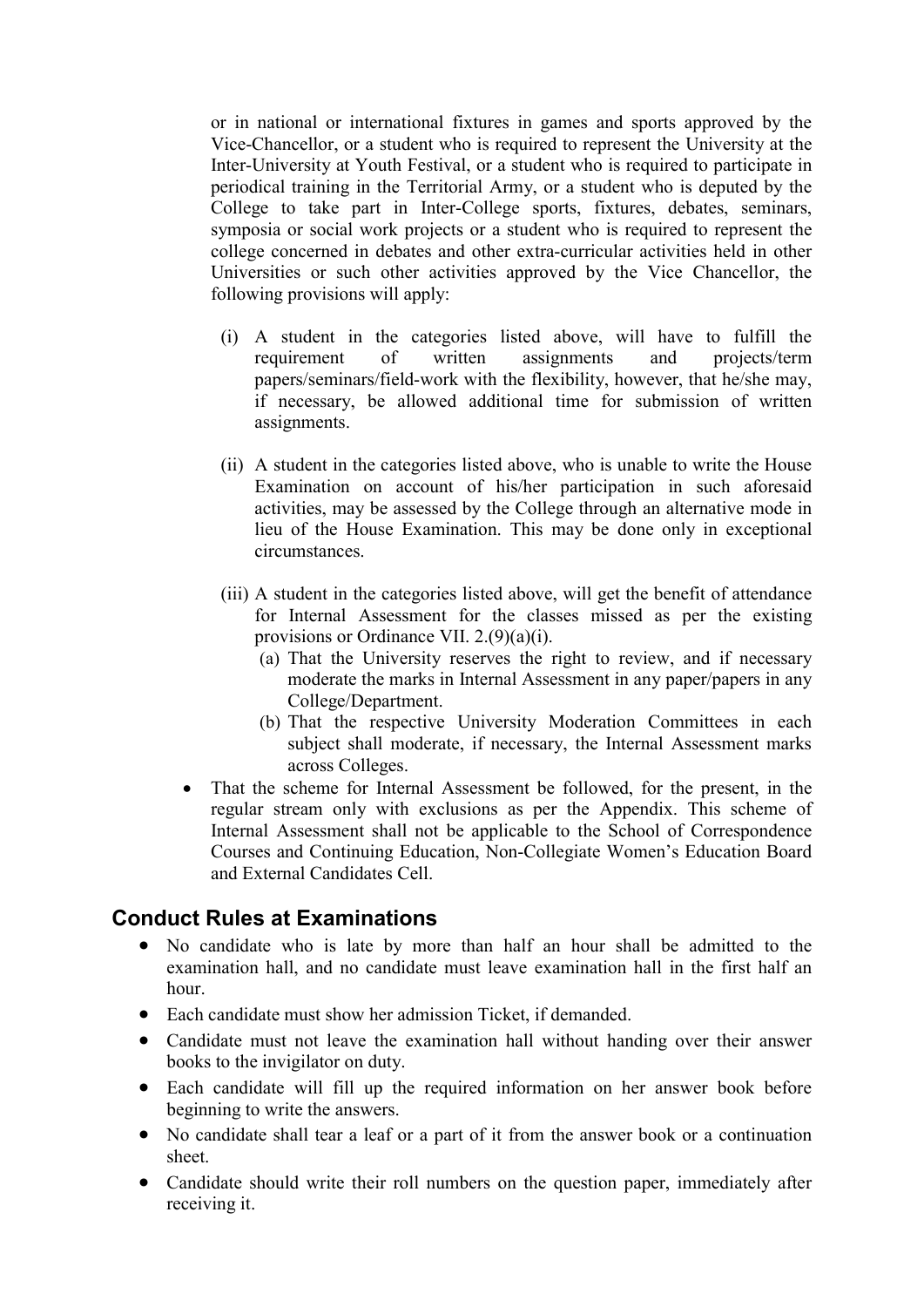or in national or international fixtures in games and sports approved by the Vice-Chancellor, or a student who is required to represent the University at the Inter-University at Youth Festival, or a student who is required to participate in periodical training in the Territorial Army, or a student who is deputed by the College to take part in Inter-College sports, fixtures, debates, seminars, symposia or social work projects or a student who is required to represent the college concerned in debates and other extra-curricular activities held in other Universities or such other activities approved by the Vice Chancellor, the following provisions will apply:

(i) A student in the categories listed above, will have to fulfill the requirement of written assignments and projects/term papers/seminars/field-work with the flexibility, however, that he/she may, if necessary, be allowed additional time for submission of written assignments.

(ii) A student in the categories listed above, who is unable to write the House Examination on account of his/her participation in such aforesaid activities, may be assessed by the College through an alternative mode in lieu of the House Examination. This may be done only in exceptional circumstances.

(iii) A student in the categories listed above, will get the benefit of attendance for Internal Assessment for the classes missed as per the existing provisions or Ordinance VII. 2.(9)(a)(i).

   (a) That the University reserves the right to review, and if necessary moderate the marks in Internal Assessment in any paper/papers in any College/Department.

   (b) That the respective University Moderation Committees in each subject shall moderate, if necessary, the Internal Assessment marks across Colleges.

- That the scheme for Internal Assessment be followed, for the present, in the regular stream only with exclusions as per the Appendix. This scheme of Internal Assessment shall not be applicable to the School of Correspondence Courses and Continuing Education, Non-Collegiate Women's Education Board and External Candidates Cell.

## Conduct Rules at Examinations

- No candidate who is late by more than half an hour shall be admitted to the examination hall, and no candidate must leave examination hall in the first half an hour.
- Each candidate must show her admission Ticket, if demanded.
- Candidate must not leave the examination hall without handing over their answer books to the invigilator on duty.
- Each candidate will fill up the required information on her answer book before beginning to write the answers.
- No candidate shall tear a leaf or a part of it from the answer book or a continuation sheet.
- Candidate should write their roll numbers on the question paper, immediately after receiving it.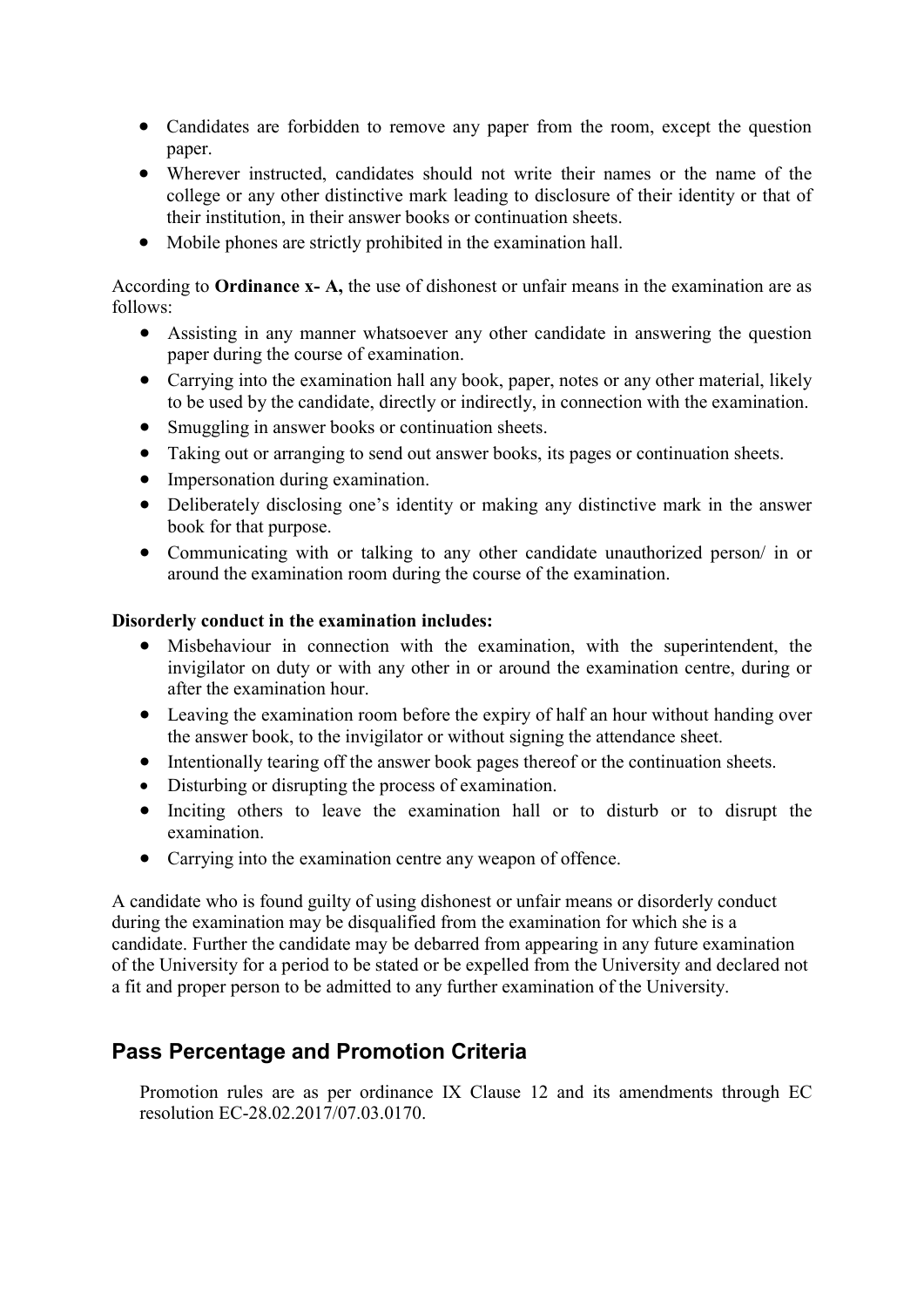- Candidates are forbidden to remove any paper from the room, except the question paper.
- Wherever instructed, candidates should not write their names or the name of the college or any other distinctive mark leading to disclosure of their identity or that of their institution, in their answer books or continuation sheets.
- Mobile phones are strictly prohibited in the examination hall.

According to **Ordinance x- A,** the use of dishonest or unfair means in the examination are as follows:

- Assisting in any manner whatsoever any other candidate in answering the question paper during the course of examination.
- Carrying into the examination hall any book, paper, notes or any other material, likely to be used by the candidate, directly or indirectly, in connection with the examination.
- Smuggling in answer books or continuation sheets.
- Taking out or arranging to send out answer books, its pages or continuation sheets.
- Impersonation during examination.
- Deliberately disclosing one's identity or making any distinctive mark in the answer book for that purpose.
- Communicating with or talking to any other candidate unauthorized person/ in or around the examination room during the course of the examination.

**Disorderly conduct in the examination includes:**

- Misbehaviour in connection with the examination, with the superintendent, the invigilator on duty or with any other in or around the examination centre, during or after the examination hour.
- Leaving the examination room before the expiry of half an hour without handing over the answer book, to the invigilator or without signing the attendance sheet.
- Intentionally tearing off the answer book pages thereof or the continuation sheets.
- Disturbing or disrupting the process of examination.
- Inciting others to leave the examination hall or to disturb or to disrupt the examination.
- Carrying into the examination centre any weapon of offence.

A candidate who is found guilty of using dishonest or unfair means or disorderly conduct during the examination may be disqualified from the examination for which she is a candidate. Further the candidate may be debarred from appearing in any future examination of the University for a period to be stated or be expelled from the University and declared not a fit and proper person to be admitted to any further examination of the University.

## Pass Percentage and Promotion Criteria

Promotion rules are as per ordinance IX Clause 12 and its amendments through EC resolution EC-28.02.2017/07.03.0170.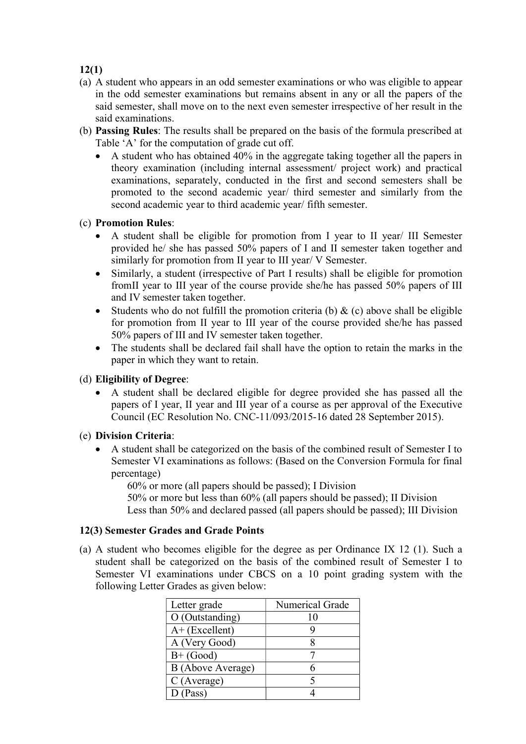**12(1)**

(a) A student who appears in an odd semester examinations or who was eligible to appear in the odd semester examinations but remains absent in any or all the papers of the said semester, shall move on to the next even semester irrespective of her result in the said examinations.

(b) **Passing Rules**: The results shall be prepared on the basis of the formula prescribed at Table 'A' for the computation of grade cut off.

- A student who has obtained 40% in the aggregate taking together all the papers in theory examination (including internal assessment/ project work) and practical examinations, separately, conducted in the first and second semesters shall be promoted to the second academic year/ third semester and similarly from the second academic year to third academic year/ fifth semester.

(c) **Promotion Rules**:

- A student shall be eligible for promotion from I year to II year/ III Semester provided he/ she has passed 50% papers of I and II semester taken together and similarly for promotion from II year to III year/ V Semester.
- Similarly, a student (irrespective of Part I results) shall be eligible for promotion fromII year to III year of the course provide she/he has passed 50% papers of III and IV semester taken together.
- Students who do not fulfill the promotion criteria (b) & (c) above shall be eligible for promotion from II year to III year of the course provided she/he has passed 50% papers of III and IV semester taken together.
- The students shall be declared fail shall have the option to retain the marks in the paper in which they want to retain.

(d) **Eligibility of Degree**:

- A student shall be declared eligible for degree provided she has passed all the papers of I year, II year and III year of a course as per approval of the Executive Council (EC Resolution No. CNC-11/093/2015-16 dated 28 September 2015).

(e) **Division Criteria**:

- A student shall be categorized on the basis of the combined result of Semester I to Semester VI examinations as follows: (Based on the Conversion Formula for final percentage)

  60% or more (all papers should be passed); I Division

  50% or more but less than 60% (all papers should be passed); II Division

  Less than 50% and declared passed (all papers should be passed); III Division

**12(3) Semester Grades and Grade Points**

(a) A student who becomes eligible for the degree as per Ordinance IX 12 (1). Such a student shall be categorized on the basis of the combined result of Semester I to Semester VI examinations under CBCS on a 10 point grading system with the following Letter Grades as given below:

| Letter grade | Numerical Grade |
|---|---|
| O (Outstanding) | 10 |
| A+ (Excellent) | 9 |
| A (Very Good) | 8 |
| B+ (Good) | 7 |
| B (Above Average) | 6 |
| C (Average) | 5 |
| D (Pass) | 4 |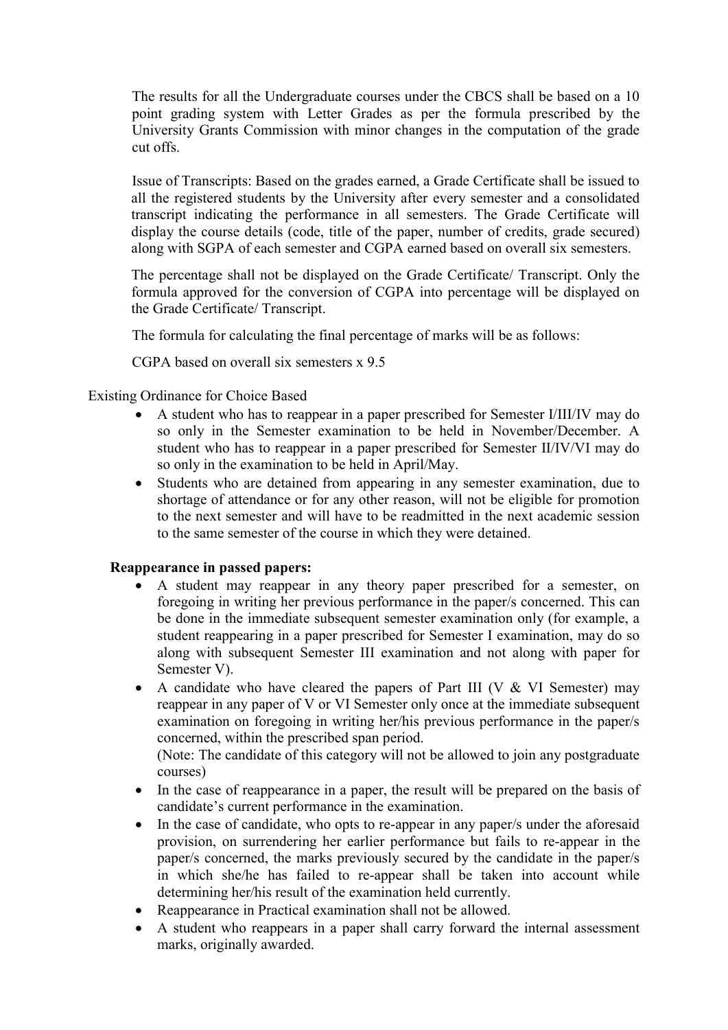The results for all the Undergraduate courses under the CBCS shall be based on a 10 point grading system with Letter Grades as per the formula prescribed by the University Grants Commission with minor changes in the computation of the grade cut offs.

Issue of Transcripts: Based on the grades earned, a Grade Certificate shall be issued to all the registered students by the University after every semester and a consolidated transcript indicating the performance in all semesters. The Grade Certificate will display the course details (code, title of the paper, number of credits, grade secured) along with SGPA of each semester and CGPA earned based on overall six semesters.

The percentage shall not be displayed on the Grade Certificate/ Transcript. Only the formula approved for the conversion of CGPA into percentage will be displayed on the Grade Certificate/ Transcript.

The formula for calculating the final percentage of marks will be as follows:

CGPA based on overall six semesters x 9.5

Existing Ordinance for Choice Based

- A student who has to reappear in a paper prescribed for Semester I/III/IV may do so only in the Semester examination to be held in November/December. A student who has to reappear in a paper prescribed for Semester II/IV/VI may do so only in the examination to be held in April/May.
- Students who are detained from appearing in any semester examination, due to shortage of attendance or for any other reason, will not be eligible for promotion to the next semester and will have to be readmitted in the next academic session to the same semester of the course in which they were detained.

**Reappearance in passed papers:**

- A student may reappear in any theory paper prescribed for a semester, on foregoing in writing her previous performance in the paper/s concerned. This can be done in the immediate subsequent semester examination only (for example, a student reappearing in a paper prescribed for Semester I examination, may do so along with subsequent Semester III examination and not along with paper for Semester V).
- A candidate who have cleared the papers of Part III (V & VI Semester) may reappear in any paper of V or VI Semester only once at the immediate subsequent examination on foregoing in writing her/his previous performance in the paper/s concerned, within the prescribed span period.
  (Note: The candidate of this category will not be allowed to join any postgraduate courses)
- In the case of reappearance in a paper, the result will be prepared on the basis of candidate's current performance in the examination.
- In the case of candidate, who opts to re-appear in any paper/s under the aforesaid provision, on surrendering her earlier performance but fails to re-appear in the paper/s concerned, the marks previously secured by the candidate in the paper/s in which she/he has failed to re-appear shall be taken into account while determining her/his result of the examination held currently.
- Reappearance in Practical examination shall not be allowed.
- A student who reappears in a paper shall carry forward the internal assessment marks, originally awarded.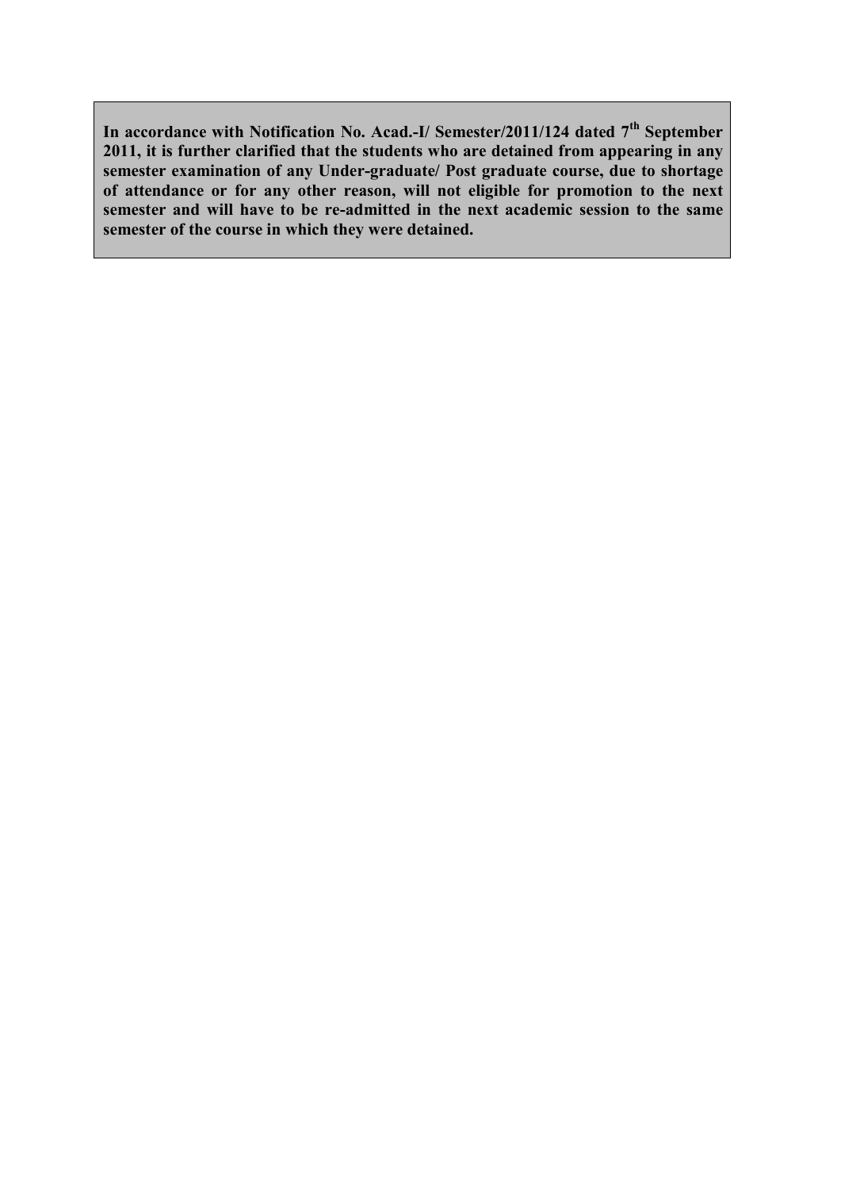**In accordance with Notification No. Acad.-I/ Semester/2011/124 dated 7th September 2011, it is further clarified that the students who are detained from appearing in any semester examination of any Under-graduate/ Post graduate course, due to shortage of attendance or for any other reason, will not eligible for promotion to the next semester and will have to be re-admitted in the next academic session to the same semester of the course in which they were detained.**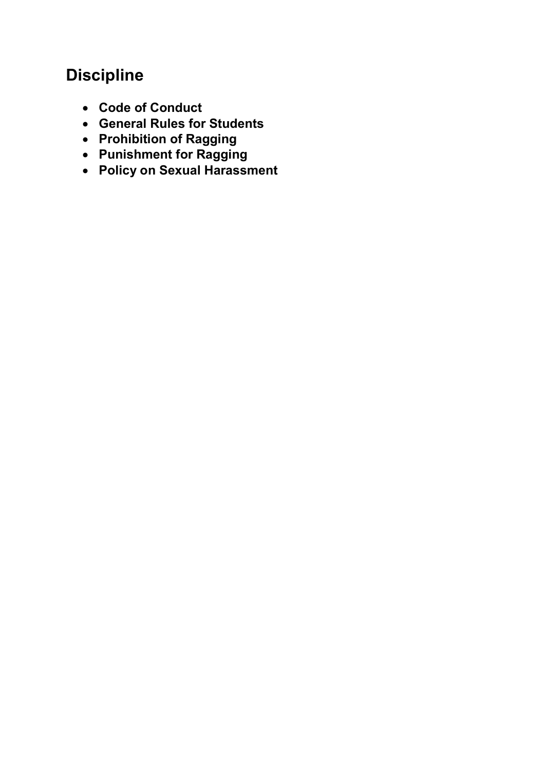# Discipline

- **Code of Conduct**
- **General Rules for Students**
- **Prohibition of Ragging**
- **Punishment for Ragging**
- **Policy on Sexual Harassment**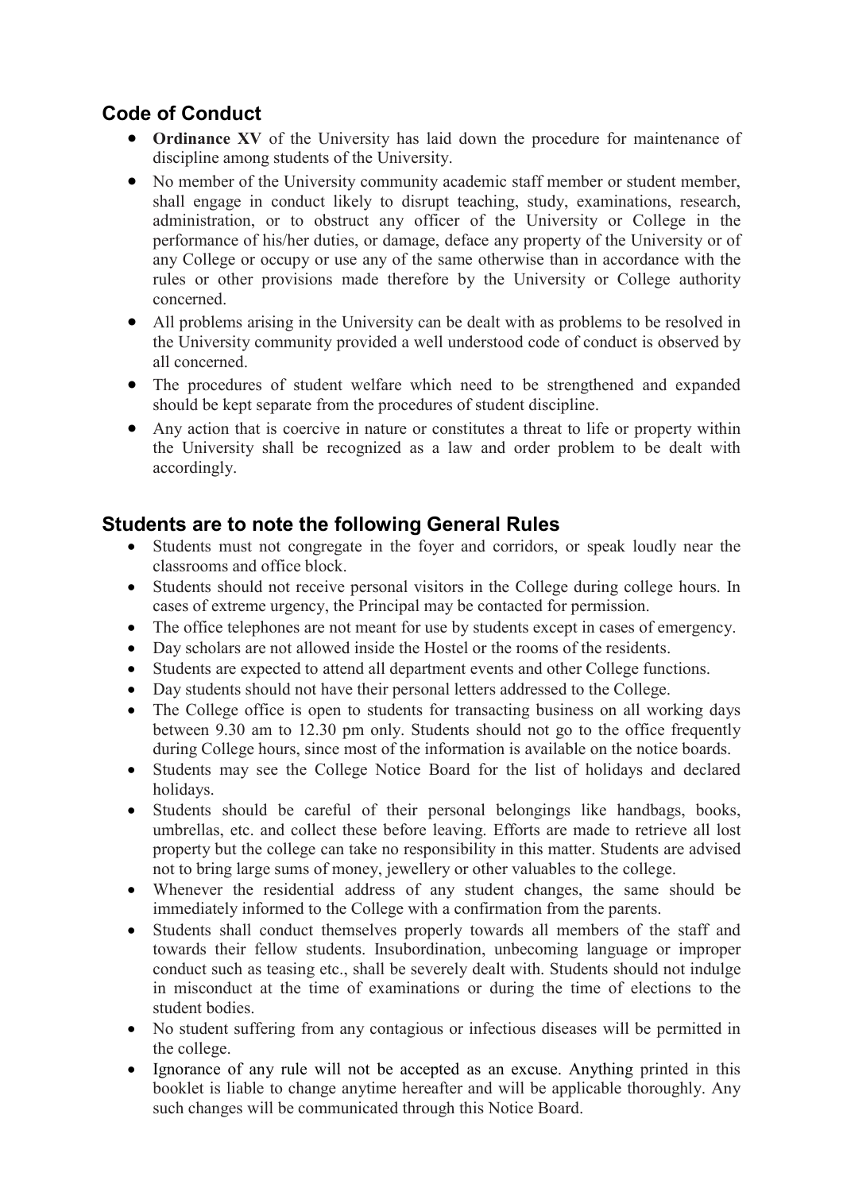## Code of Conduct

- **Ordinance XV** of the University has laid down the procedure for maintenance of discipline among students of the University.
- No member of the University community academic staff member or student member, shall engage in conduct likely to disrupt teaching, study, examinations, research, administration, or to obstruct any officer of the University or College in the performance of his/her duties, or damage, deface any property of the University or of any College or occupy or use any of the same otherwise than in accordance with the rules or other provisions made therefore by the University or College authority concerned.
- All problems arising in the University can be dealt with as problems to be resolved in the University community provided a well understood code of conduct is observed by all concerned.
- The procedures of student welfare which need to be strengthened and expanded should be kept separate from the procedures of student discipline.
- Any action that is coercive in nature or constitutes a threat to life or property within the University shall be recognized as a law and order problem to be dealt with accordingly.

## Students are to note the following General Rules

- Students must not congregate in the foyer and corridors, or speak loudly near the classrooms and office block.
- Students should not receive personal visitors in the College during college hours. In cases of extreme urgency, the Principal may be contacted for permission.
- The office telephones are not meant for use by students except in cases of emergency.
- Day scholars are not allowed inside the Hostel or the rooms of the residents.
- Students are expected to attend all department events and other College functions.
- Day students should not have their personal letters addressed to the College.
- The College office is open to students for transacting business on all working days between 9.30 am to 12.30 pm only. Students should not go to the office frequently during College hours, since most of the information is available on the notice boards.
- Students may see the College Notice Board for the list of holidays and declared holidays.
- Students should be careful of their personal belongings like handbags, books, umbrellas, etc. and collect these before leaving. Efforts are made to retrieve all lost property but the college can take no responsibility in this matter. Students are advised not to bring large sums of money, jewellery or other valuables to the college.
- Whenever the residential address of any student changes, the same should be immediately informed to the College with a confirmation from the parents.
- Students shall conduct themselves properly towards all members of the staff and towards their fellow students. Insubordination, unbecoming language or improper conduct such as teasing etc., shall be severely dealt with. Students should not indulge in misconduct at the time of examinations or during the time of elections to the student bodies.
- No student suffering from any contagious or infectious diseases will be permitted in the college.
- Ignorance of any rule will not be accepted as an excuse. Anything printed in this booklet is liable to change anytime hereafter and will be applicable thoroughly. Any such changes will be communicated through this Notice Board.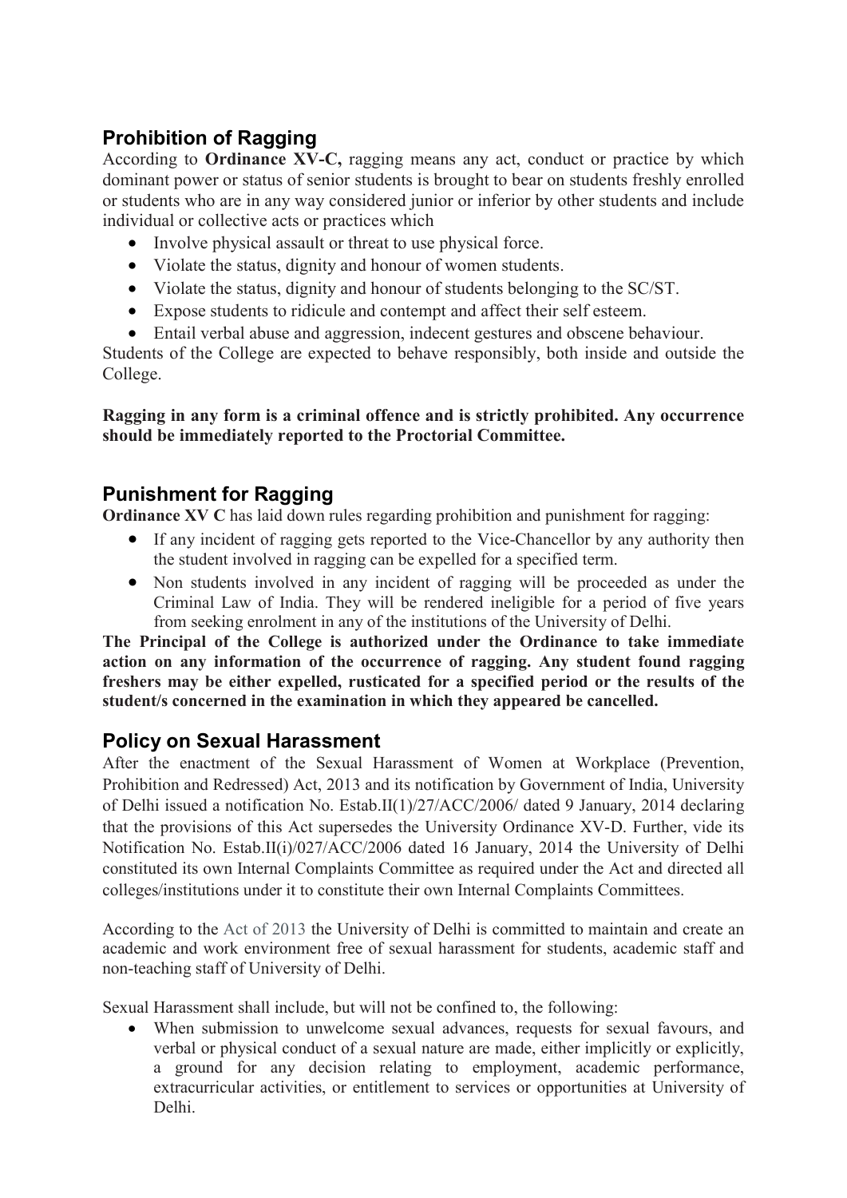## Prohibition of Ragging

According to **Ordinance XV-C,** ragging means any act, conduct or practice by which dominant power or status of senior students is brought to bear on students freshly enrolled or students who are in any way considered junior or inferior by other students and include individual or collective acts or practices which

- Involve physical assault or threat to use physical force.
- Violate the status, dignity and honour of women students.
- Violate the status, dignity and honour of students belonging to the SC/ST.
- Expose students to ridicule and contempt and affect their self esteem.
- Entail verbal abuse and aggression, indecent gestures and obscene behaviour.

Students of the College are expected to behave responsibly, both inside and outside the College.

**Ragging in any form is a criminal offence and is strictly prohibited. Any occurrence should be immediately reported to the Proctorial Committee.**

## Punishment for Ragging

**Ordinance XV C** has laid down rules regarding prohibition and punishment for ragging:

- If any incident of ragging gets reported to the Vice-Chancellor by any authority then the student involved in ragging can be expelled for a specified term.
- Non students involved in any incident of ragging will be proceeded as under the Criminal Law of India. They will be rendered ineligible for a period of five years from seeking enrolment in any of the institutions of the University of Delhi.

**The Principal of the College is authorized under the Ordinance to take immediate action on any information of the occurrence of ragging. Any student found ragging freshers may be either expelled, rusticated for a specified period or the results of the student/s concerned in the examination in which they appeared be cancelled.**

## Policy on Sexual Harassment

After the enactment of the Sexual Harassment of Women at Workplace (Prevention, Prohibition and Redressed) Act, 2013 and its notification by Government of India, University of Delhi issued a notification No. Estab.II(1)/27/ACC/2006/ dated 9 January, 2014 declaring that the provisions of this Act supersedes the University Ordinance XV-D. Further, vide its Notification No. Estab.II(i)/027/ACC/2006 dated 16 January, 2014 the University of Delhi constituted its own Internal Complaints Committee as required under the Act and directed all colleges/institutions under it to constitute their own Internal Complaints Committees.

According to the Act of 2013 the University of Delhi is committed to maintain and create an academic and work environment free of sexual harassment for students, academic staff and non-teaching staff of University of Delhi.

Sexual Harassment shall include, but will not be confined to, the following:

- When submission to unwelcome sexual advances, requests for sexual favours, and verbal or physical conduct of a sexual nature are made, either implicitly or explicitly, a ground for any decision relating to employment, academic performance, extracurricular activities, or entitlement to services or opportunities at University of Delhi.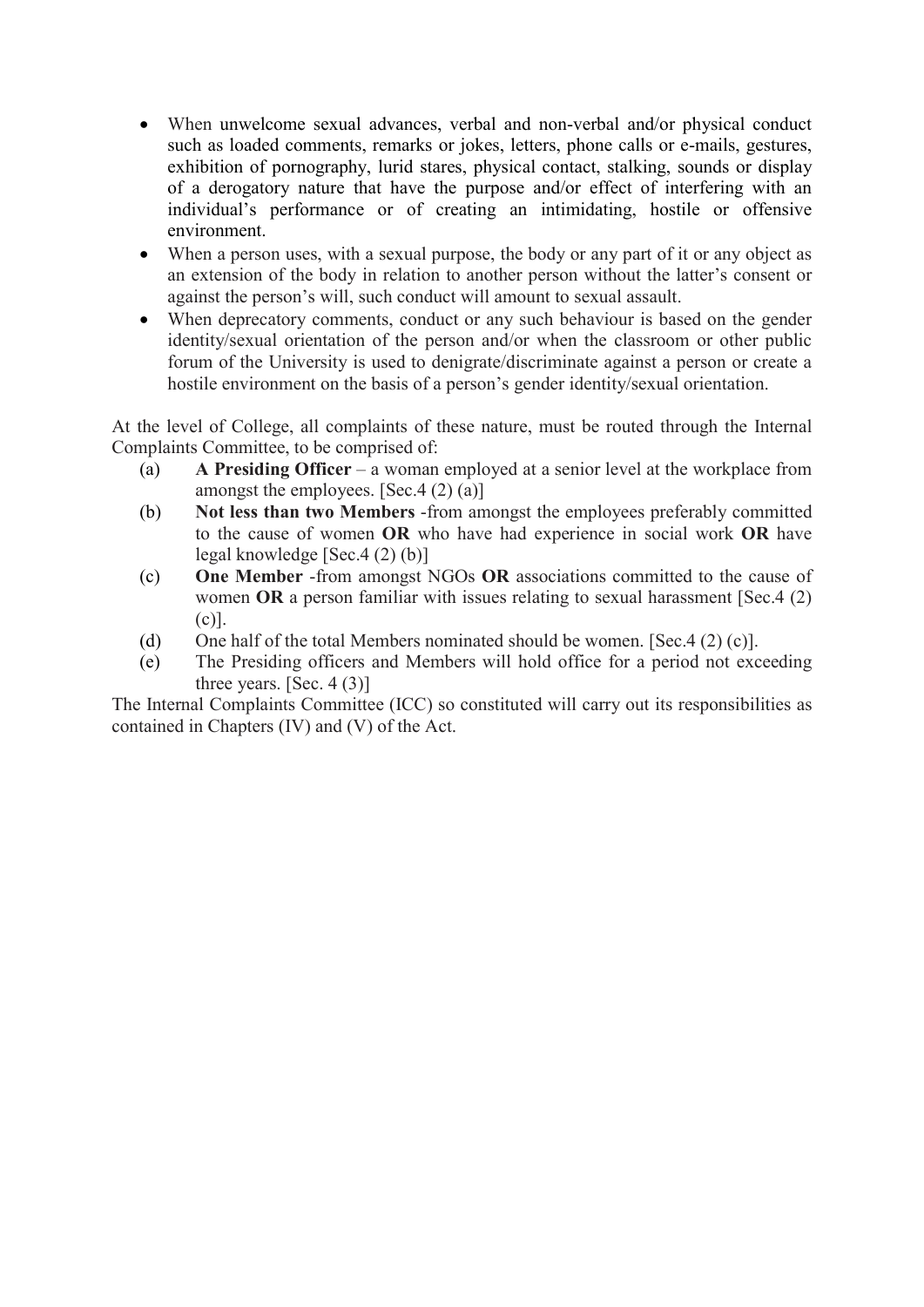- When unwelcome sexual advances, verbal and non-verbal and/or physical conduct such as loaded comments, remarks or jokes, letters, phone calls or e-mails, gestures, exhibition of pornography, lurid stares, physical contact, stalking, sounds or display of a derogatory nature that have the purpose and/or effect of interfering with an individual's performance or of creating an intimidating, hostile or offensive environment.
- When a person uses, with a sexual purpose, the body or any part of it or any object as an extension of the body in relation to another person without the latter's consent or against the person's will, such conduct will amount to sexual assault.
- When deprecatory comments, conduct or any such behaviour is based on the gender identity/sexual orientation of the person and/or when the classroom or other public forum of the University is used to denigrate/discriminate against a person or create a hostile environment on the basis of a person's gender identity/sexual orientation.

At the level of College, all complaints of these nature, must be routed through the Internal Complaints Committee, to be comprised of:

(a) **A Presiding Officer** – a woman employed at a senior level at the workplace from amongst the employees. [Sec.4 (2) (a)]

(b) **Not less than two Members** -from amongst the employees preferably committed to the cause of women **OR** who have had experience in social work **OR** have legal knowledge [Sec.4 (2) (b)]

(c) **One Member** -from amongst NGOs **OR** associations committed to the cause of women **OR** a person familiar with issues relating to sexual harassment [Sec.4 (2) (c)].

(d) One half of the total Members nominated should be women. [Sec.4 (2) (c)].

(e) The Presiding officers and Members will hold office for a period not exceeding three years. [Sec. 4 (3)]

The Internal Complaints Committee (ICC) so constituted will carry out its responsibilities as contained in Chapters (IV) and (V) of the Act.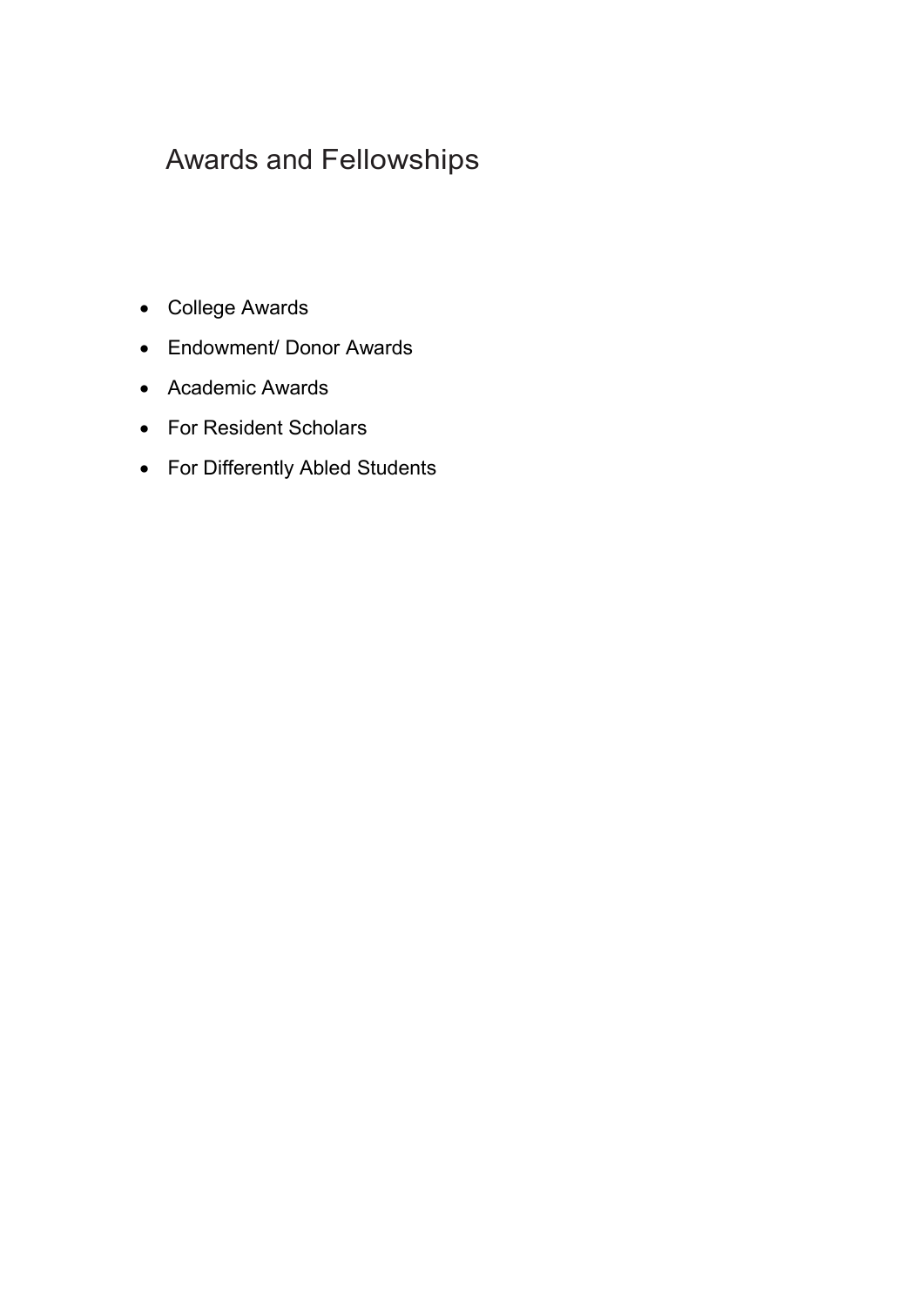# Awards and Fellowships

- College Awards
- Endowment/ Donor Awards
- Academic Awards
- For Resident Scholars
- For Differently Abled Students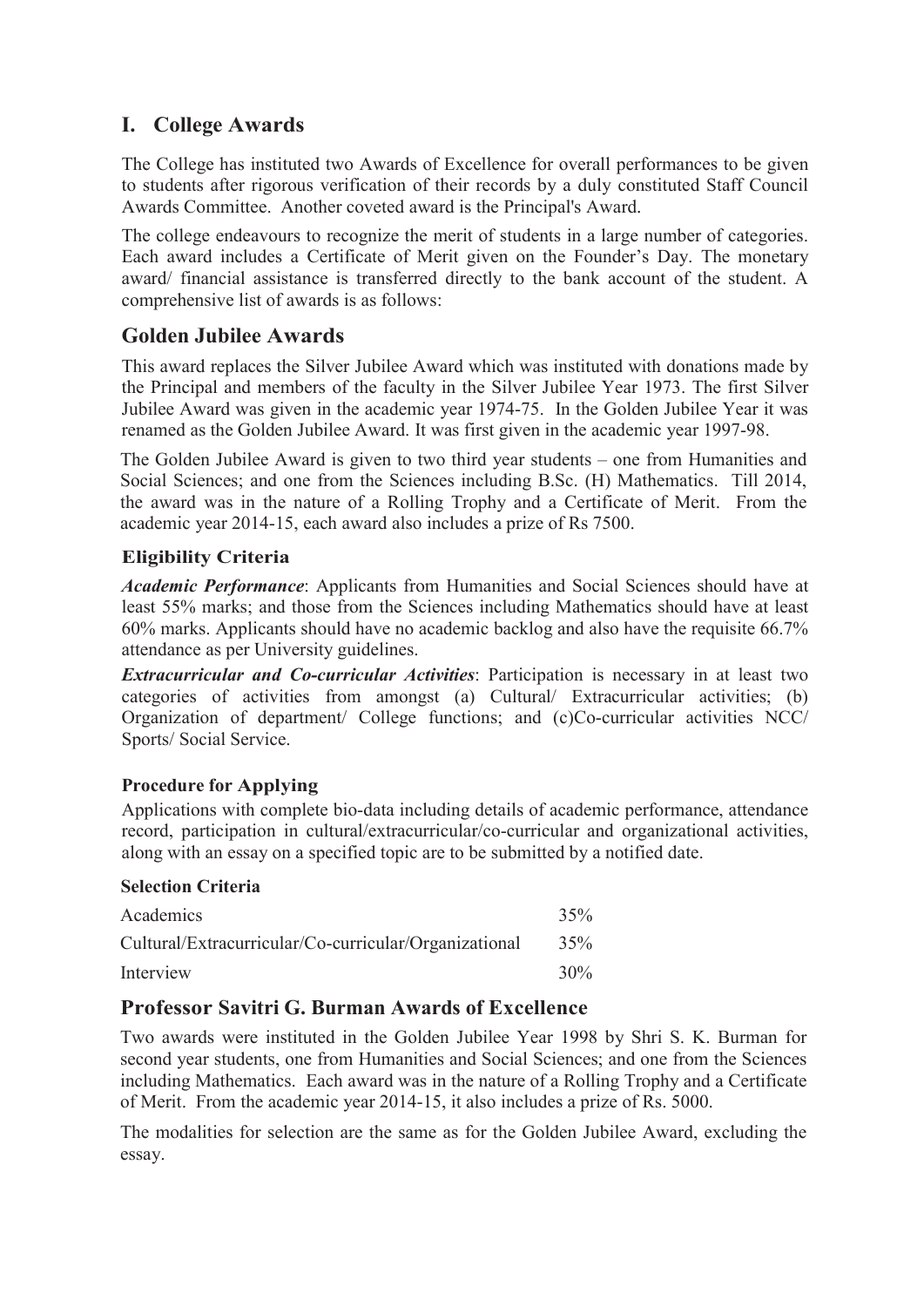# I. College Awards

The College has instituted two Awards of Excellence for overall performances to be given to students after rigorous verification of their records by a duly constituted Staff Council Awards Committee. Another coveted award is the Principal's Award.

The college endeavours to recognize the merit of students in a large number of categories. Each award includes a Certificate of Merit given on the Founder's Day. The monetary award/ financial assistance is transferred directly to the bank account of the student. A comprehensive list of awards is as follows:

## Golden Jubilee Awards

This award replaces the Silver Jubilee Award which was instituted with donations made by the Principal and members of the faculty in the Silver Jubilee Year 1973. The first Silver Jubilee Award was given in the academic year 1974-75. In the Golden Jubilee Year it was renamed as the Golden Jubilee Award. It was first given in the academic year 1997-98.

The Golden Jubilee Award is given to two third year students – one from Humanities and Social Sciences; and one from the Sciences including B.Sc. (H) Mathematics. Till 2014, the award was in the nature of a Rolling Trophy and a Certificate of Merit. From the academic year 2014-15, each award also includes a prize of Rs 7500.

### Eligibility Criteria

***Academic Performance***: Applicants from Humanities and Social Sciences should have at least 55% marks; and those from the Sciences including Mathematics should have at least 60% marks. Applicants should have no academic backlog and also have the requisite 66.7% attendance as per University guidelines.

***Extracurricular and Co-curricular Activities***: Participation is necessary in at least two categories of activities from amongst (a) Cultural/ Extracurricular activities; (b) Organization of department/ College functions; and (c)Co-curricular activities NCC/ Sports/ Social Service.

### Procedure for Applying

Applications with complete bio-data including details of academic performance, attendance record, participation in cultural/extracurricular/co-curricular and organizational activities, along with an essay on a specified topic are to be submitted by a notified date.

### Selection Criteria

| | |
|---|---|
| Academics | 35% |
| Cultural/Extracurricular/Co-curricular/Organizational | 35% |
| Interview | 30% |

## Professor Savitri G. Burman Awards of Excellence

Two awards were instituted in the Golden Jubilee Year 1998 by Shri S. K. Burman for second year students, one from Humanities and Social Sciences; and one from the Sciences including Mathematics. Each award was in the nature of a Rolling Trophy and a Certificate of Merit. From the academic year 2014-15, it also includes a prize of Rs. 5000.

The modalities for selection are the same as for the Golden Jubilee Award, excluding the essay.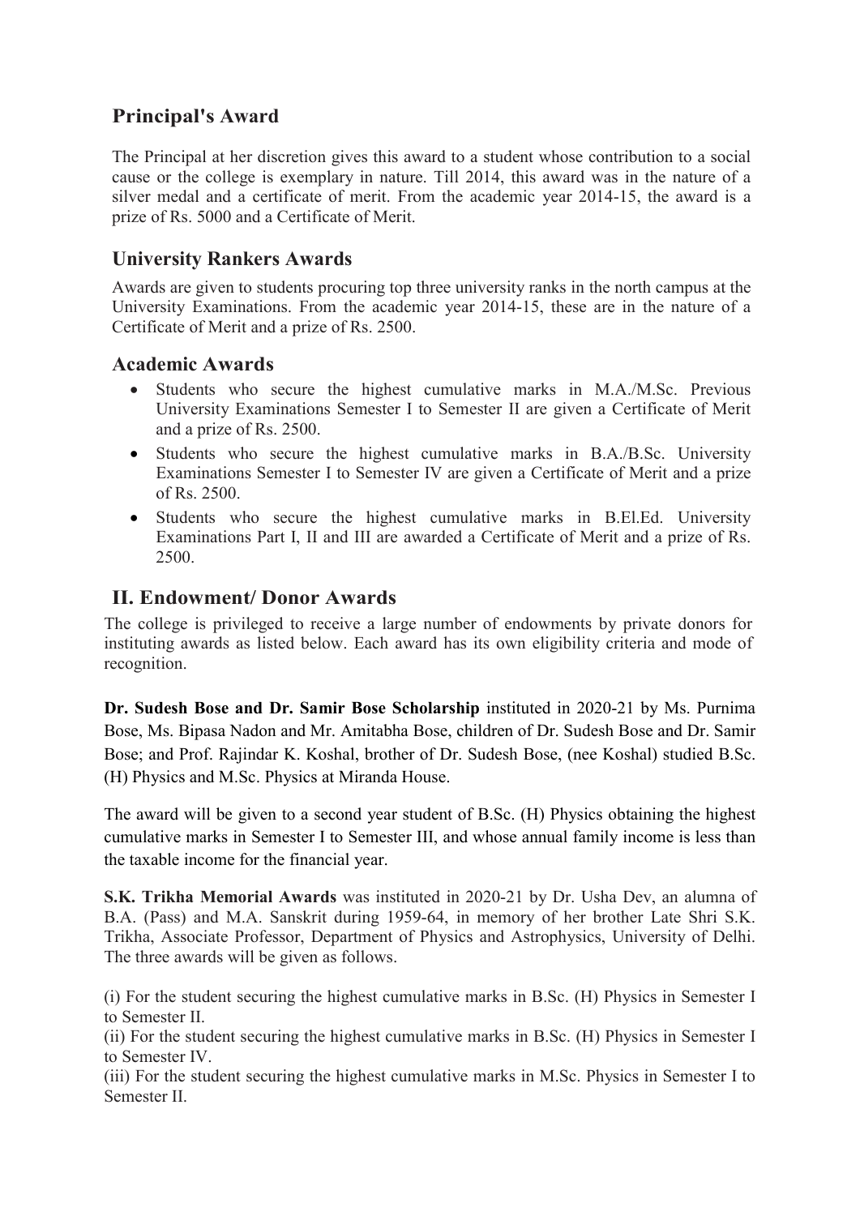## Principal's Award

The Principal at her discretion gives this award to a student whose contribution to a social cause or the college is exemplary in nature. Till 2014, this award was in the nature of a silver medal and a certificate of merit. From the academic year 2014-15, the award is a prize of Rs. 5000 and a Certificate of Merit.

## University Rankers Awards

Awards are given to students procuring top three university ranks in the north campus at the University Examinations. From the academic year 2014-15, these are in the nature of a Certificate of Merit and a prize of Rs. 2500.

## Academic Awards

- Students who secure the highest cumulative marks in M.A./M.Sc. Previous University Examinations Semester I to Semester II are given a Certificate of Merit and a prize of Rs. 2500.
- Students who secure the highest cumulative marks in B.A./B.Sc. University Examinations Semester I to Semester IV are given a Certificate of Merit and a prize of Rs. 2500.
- Students who secure the highest cumulative marks in B.El.Ed. University Examinations Part I, II and III are awarded a Certificate of Merit and a prize of Rs. 2500.

## II. Endowment/ Donor Awards

The college is privileged to receive a large number of endowments by private donors for instituting awards as listed below. Each award has its own eligibility criteria and mode of recognition.

**Dr. Sudesh Bose and Dr. Samir Bose Scholarship** instituted in 2020-21 by Ms. Purnima Bose, Ms. Bipasa Nadon and Mr. Amitabha Bose, children of Dr. Sudesh Bose and Dr. Samir Bose; and Prof. Rajindar K. Koshal, brother of Dr. Sudesh Bose, (nee Koshal) studied B.Sc. (H) Physics and M.Sc. Physics at Miranda House.

The award will be given to a second year student of B.Sc. (H) Physics obtaining the highest cumulative marks in Semester I to Semester III, and whose annual family income is less than the taxable income for the financial year.

**S.K. Trikha Memorial Awards** was instituted in 2020-21 by Dr. Usha Dev, an alumna of B.A. (Pass) and M.A. Sanskrit during 1959-64, in memory of her brother Late Shri S.K. Trikha, Associate Professor, Department of Physics and Astrophysics, University of Delhi. The three awards will be given as follows.

(i) For the student securing the highest cumulative marks in B.Sc. (H) Physics in Semester I to Semester II.
(ii) For the student securing the highest cumulative marks in B.Sc. (H) Physics in Semester I to Semester IV.
(iii) For the student securing the highest cumulative marks in M.Sc. Physics in Semester I to Semester II.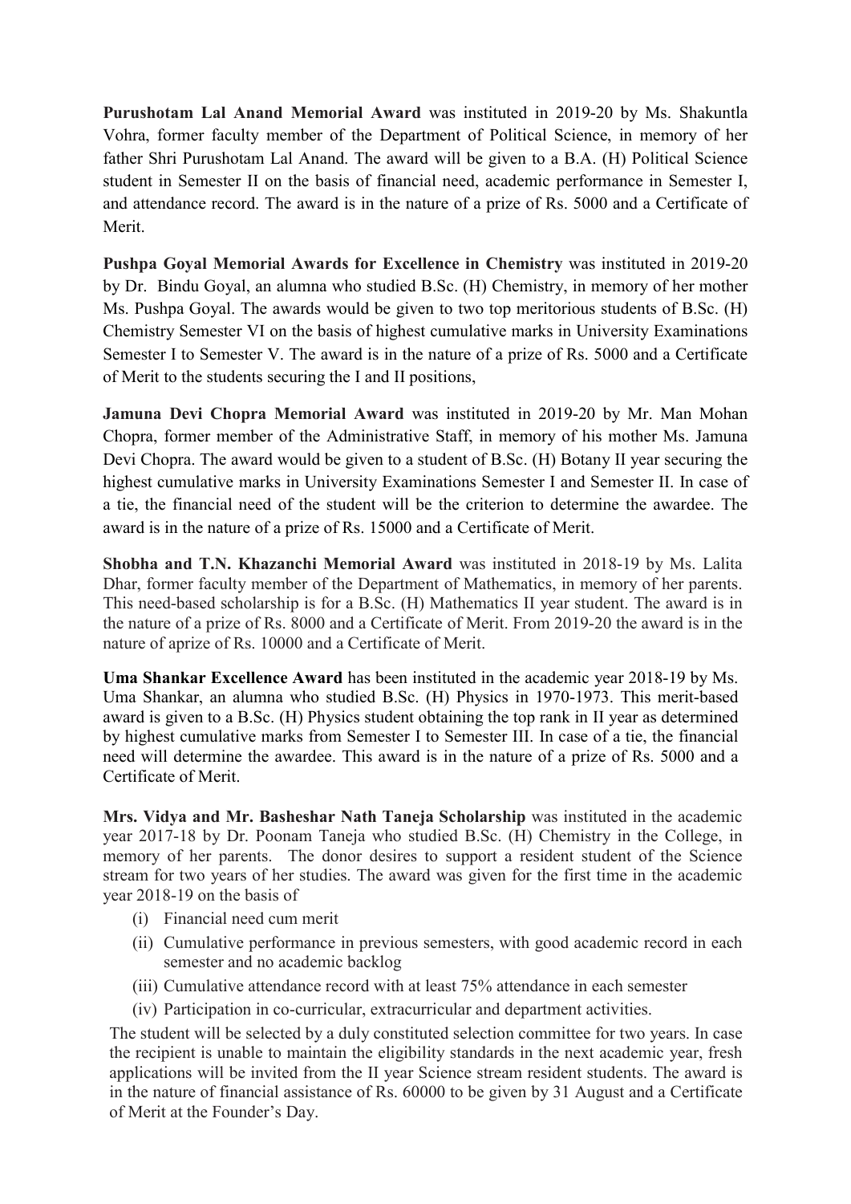**Purushotam Lal Anand Memorial Award** was instituted in 2019-20 by Ms. Shakuntla Vohra, former faculty member of the Department of Political Science, in memory of her father Shri Purushotam Lal Anand. The award will be given to a B.A. (H) Political Science student in Semester II on the basis of financial need, academic performance in Semester I, and attendance record. The award is in the nature of a prize of Rs. 5000 and a Certificate of Merit.

**Pushpa Goyal Memorial Awards for Excellence in Chemistry** was instituted in 2019-20 by Dr. Bindu Goyal, an alumna who studied B.Sc. (H) Chemistry, in memory of her mother Ms. Pushpa Goyal. The awards would be given to two top meritorious students of B.Sc. (H) Chemistry Semester VI on the basis of highest cumulative marks in University Examinations Semester I to Semester V. The award is in the nature of a prize of Rs. 5000 and a Certificate of Merit to the students securing the I and II positions,

**Jamuna Devi Chopra Memorial Award** was instituted in 2019-20 by Mr. Man Mohan Chopra, former member of the Administrative Staff, in memory of his mother Ms. Jamuna Devi Chopra. The award would be given to a student of B.Sc. (H) Botany II year securing the highest cumulative marks in University Examinations Semester I and Semester II. In case of a tie, the financial need of the student will be the criterion to determine the awardee. The award is in the nature of a prize of Rs. 15000 and a Certificate of Merit.

**Shobha and T.N. Khazanchi Memorial Award** was instituted in 2018-19 by Ms. Lalita Dhar, former faculty member of the Department of Mathematics, in memory of her parents. This need-based scholarship is for a B.Sc. (H) Mathematics II year student. The award is in the nature of a prize of Rs. 8000 and a Certificate of Merit. From 2019-20 the award is in the nature of aprize of Rs. 10000 and a Certificate of Merit.

**Uma Shankar Excellence Award** has been instituted in the academic year 2018-19 by Ms. Uma Shankar, an alumna who studied B.Sc. (H) Physics in 1970-1973. This merit-based award is given to a B.Sc. (H) Physics student obtaining the top rank in II year as determined by highest cumulative marks from Semester I to Semester III. In case of a tie, the financial need will determine the awardee. This award is in the nature of a prize of Rs. 5000 and a Certificate of Merit.

**Mrs. Vidya and Mr. Basheshar Nath Taneja Scholarship** was instituted in the academic year 2017-18 by Dr. Poonam Taneja who studied B.Sc. (H) Chemistry in the College, in memory of her parents. The donor desires to support a resident student of the Science stream for two years of her studies. The award was given for the first time in the academic year 2018-19 on the basis of

(i) Financial need cum merit
(ii) Cumulative performance in previous semesters, with good academic record in each semester and no academic backlog
(iii) Cumulative attendance record with at least 75% attendance in each semester
(iv) Participation in co-curricular, extracurricular and department activities.

The student will be selected by a duly constituted selection committee for two years. In case the recipient is unable to maintain the eligibility standards in the next academic year, fresh applications will be invited from the II year Science stream resident students. The award is in the nature of financial assistance of Rs. 60000 to be given by 31 August and a Certificate of Merit at the Founder's Day.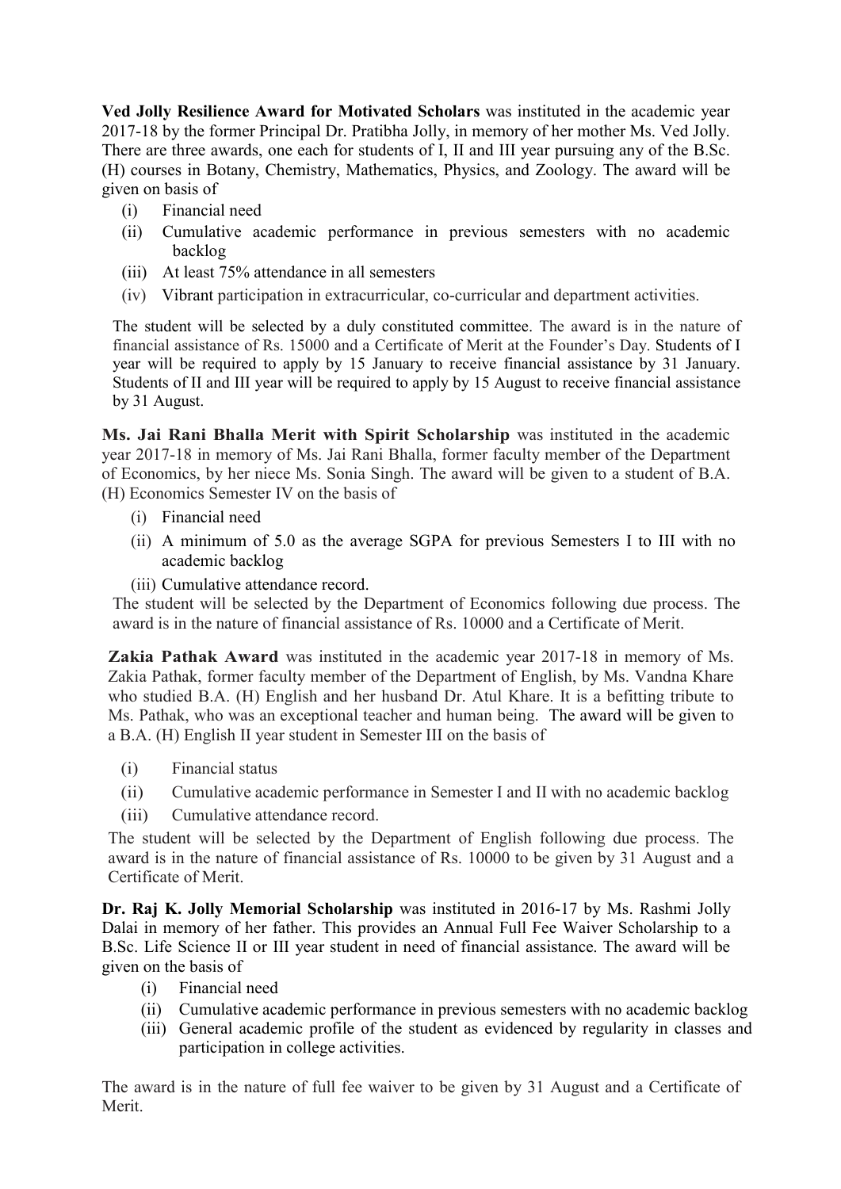**Ved Jolly Resilience Award for Motivated Scholars** was instituted in the academic year 2017-18 by the former Principal Dr. Pratibha Jolly, in memory of her mother Ms. Ved Jolly. There are three awards, one each for students of I, II and III year pursuing any of the B.Sc. (H) courses in Botany, Chemistry, Mathematics, Physics, and Zoology. The award will be given on basis of

(i) Financial need
(ii) Cumulative academic performance in previous semesters with no academic backlog
(iii) At least 75% attendance in all semesters
(iv) Vibrant participation in extracurricular, co-curricular and department activities.

The student will be selected by a duly constituted committee. The award is in the nature of financial assistance of Rs. 15000 and a Certificate of Merit at the Founder's Day. Students of I year will be required to apply by 15 January to receive financial assistance by 31 January. Students of II and III year will be required to apply by 15 August to receive financial assistance by 31 August.

**Ms. Jai Rani Bhalla Merit with Spirit Scholarship** was instituted in the academic year 2017-18 in memory of Ms. Jai Rani Bhalla, former faculty member of the Department of Economics, by her niece Ms. Sonia Singh. The award will be given to a student of B.A. (H) Economics Semester IV on the basis of

(i) Financial need
(ii) A minimum of 5.0 as the average SGPA for previous Semesters I to III with no academic backlog
(iii) Cumulative attendance record.

The student will be selected by the Department of Economics following due process. The award is in the nature of financial assistance of Rs. 10000 and a Certificate of Merit.

**Zakia Pathak Award** was instituted in the academic year 2017-18 in memory of Ms. Zakia Pathak, former faculty member of the Department of English, by Ms. Vandna Khare who studied B.A. (H) English and her husband Dr. Atul Khare. It is a befitting tribute to Ms. Pathak, who was an exceptional teacher and human being. The award will be given to a B.A. (H) English II year student in Semester III on the basis of

(i) Financial status
(ii) Cumulative academic performance in Semester I and II with no academic backlog
(iii) Cumulative attendance record.

The student will be selected by the Department of English following due process. The award is in the nature of financial assistance of Rs. 10000 to be given by 31 August and a Certificate of Merit.

**Dr. Raj K. Jolly Memorial Scholarship** was instituted in 2016-17 by Ms. Rashmi Jolly Dalai in memory of her father. This provides an Annual Full Fee Waiver Scholarship to a B.Sc. Life Science II or III year student in need of financial assistance. The award will be given on the basis of

(i) Financial need
(ii) Cumulative academic performance in previous semesters with no academic backlog
(iii) General academic profile of the student as evidenced by regularity in classes and participation in college activities.

The award is in the nature of full fee waiver to be given by 31 August and a Certificate of Merit.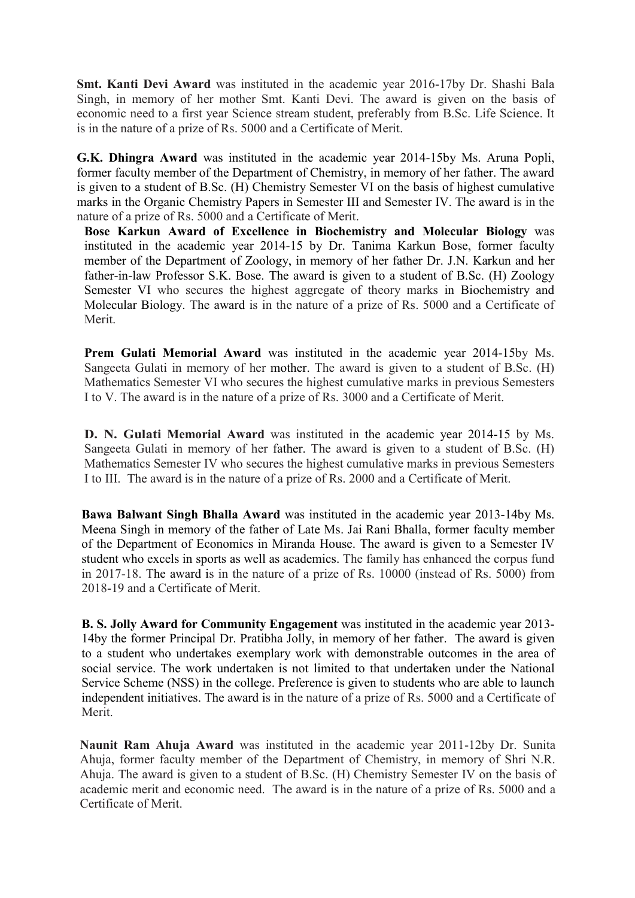**Smt. Kanti Devi Award** was instituted in the academic year 2016-17by Dr. Shashi Bala Singh, in memory of her mother Smt. Kanti Devi. The award is given on the basis of economic need to a first year Science stream student, preferably from B.Sc. Life Science. It is in the nature of a prize of Rs. 5000 and a Certificate of Merit.

**G.K. Dhingra Award** was instituted in the academic year 2014-15by Ms. Aruna Popli, former faculty member of the Department of Chemistry, in memory of her father. The award is given to a student of B.Sc. (H) Chemistry Semester VI on the basis of highest cumulative marks in the Organic Chemistry Papers in Semester III and Semester IV. The award is in the nature of a prize of Rs. 5000 and a Certificate of Merit.

**Bose Karkun Award of Excellence in Biochemistry and Molecular Biology** was instituted in the academic year 2014-15 by Dr. Tanima Karkun Bose, former faculty member of the Department of Zoology, in memory of her father Dr. J.N. Karkun and her father-in-law Professor S.K. Bose. The award is given to a student of B.Sc. (H) Zoology Semester VI who secures the highest aggregate of theory marks in Biochemistry and Molecular Biology. The award is in the nature of a prize of Rs. 5000 and a Certificate of Merit.

**Prem Gulati Memorial Award** was instituted in the academic year 2014-15by Ms. Sangeeta Gulati in memory of her mother. The award is given to a student of B.Sc. (H) Mathematics Semester VI who secures the highest cumulative marks in previous Semesters I to V. The award is in the nature of a prize of Rs. 3000 and a Certificate of Merit.

**D. N. Gulati Memorial Award** was instituted in the academic year 2014-15 by Ms. Sangeeta Gulati in memory of her father. The award is given to a student of B.Sc. (H) Mathematics Semester IV who secures the highest cumulative marks in previous Semesters I to III. The award is in the nature of a prize of Rs. 2000 and a Certificate of Merit.

**Bawa Balwant Singh Bhalla Award** was instituted in the academic year 2013-14by Ms. Meena Singh in memory of the father of Late Ms. Jai Rani Bhalla, former faculty member of the Department of Economics in Miranda House. The award is given to a Semester IV student who excels in sports as well as academics. The family has enhanced the corpus fund in 2017-18. The award is in the nature of a prize of Rs. 10000 (instead of Rs. 5000) from 2018-19 and a Certificate of Merit.

**B. S. Jolly Award for Community Engagement** was instituted in the academic year 2013-14by the former Principal Dr. Pratibha Jolly, in memory of her father. The award is given to a student who undertakes exemplary work with demonstrable outcomes in the area of social service. The work undertaken is not limited to that undertaken under the National Service Scheme (NSS) in the college. Preference is given to students who are able to launch independent initiatives. The award is in the nature of a prize of Rs. 5000 and a Certificate of Merit.

**Naunit Ram Ahuja Award** was instituted in the academic year 2011-12by Dr. Sunita Ahuja, former faculty member of the Department of Chemistry, in memory of Shri N.R. Ahuja. The award is given to a student of B.Sc. (H) Chemistry Semester IV on the basis of academic merit and economic need. The award is in the nature of a prize of Rs. 5000 and a Certificate of Merit.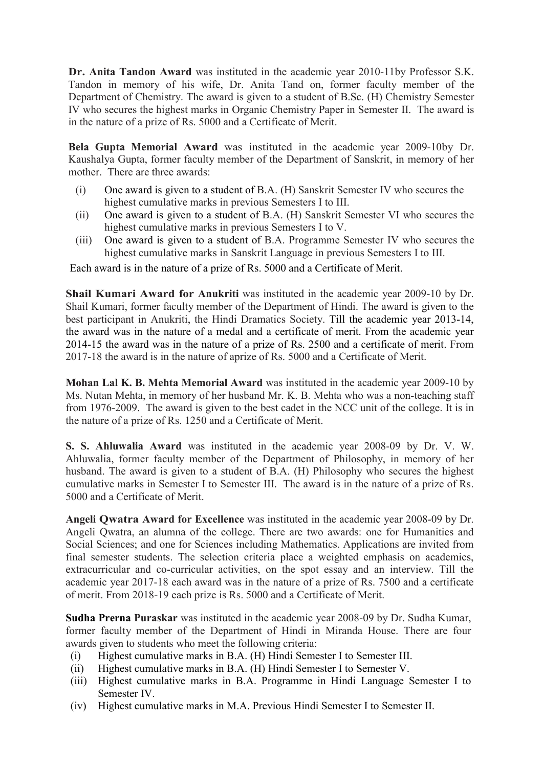**Dr. Anita Tandon Award** was instituted in the academic year 2010-11by Professor S.K. Tandon in memory of his wife, Dr. Anita Tand on, former faculty member of the Department of Chemistry. The award is given to a student of B.Sc. (H) Chemistry Semester IV who secures the highest marks in Organic Chemistry Paper in Semester II. The award is in the nature of a prize of Rs. 5000 and a Certificate of Merit.

**Bela Gupta Memorial Award** was instituted in the academic year 2009-10by Dr. Kaushalya Gupta, former faculty member of the Department of Sanskrit, in memory of her mother. There are three awards:

(i) One award is given to a student of B.A. (H) Sanskrit Semester IV who secures the highest cumulative marks in previous Semesters I to III.
(ii) One award is given to a student of B.A. (H) Sanskrit Semester VI who secures the highest cumulative marks in previous Semesters I to V.
(iii) One award is given to a student of B.A. Programme Semester IV who secures the highest cumulative marks in Sanskrit Language in previous Semesters I to III.

Each award is in the nature of a prize of Rs. 5000 and a Certificate of Merit.

**Shail Kumari Award for Anukriti** was instituted in the academic year 2009-10 by Dr. Shail Kumari, former faculty member of the Department of Hindi. The award is given to the best participant in Anukriti, the Hindi Dramatics Society. Till the academic year 2013-14, the award was in the nature of a medal and a certificate of merit. From the academic year 2014-15 the award was in the nature of a prize of Rs. 2500 and a certificate of merit. From 2017-18 the award is in the nature of aprize of Rs. 5000 and a Certificate of Merit.

**Mohan Lal K. B. Mehta Memorial Award** was instituted in the academic year 2009-10 by Ms. Nutan Mehta, in memory of her husband Mr. K. B. Mehta who was a non-teaching staff from 1976-2009. The award is given to the best cadet in the NCC unit of the college. It is in the nature of a prize of Rs. 1250 and a Certificate of Merit.

**S. S. Ahluwalia Award** was instituted in the academic year 2008-09 by Dr. V. W. Ahluwalia, former faculty member of the Department of Philosophy, in memory of her husband. The award is given to a student of B.A. (H) Philosophy who secures the highest cumulative marks in Semester I to Semester III. The award is in the nature of a prize of Rs. 5000 and a Certificate of Merit.

**Angeli Qwatra Award for Excellence** was instituted in the academic year 2008-09 by Dr. Angeli Qwatra, an alumna of the college. There are two awards: one for Humanities and Social Sciences; and one for Sciences including Mathematics. Applications are invited from final semester students. The selection criteria place a weighted emphasis on academics, extracurricular and co-curricular activities, on the spot essay and an interview. Till the academic year 2017-18 each award was in the nature of a prize of Rs. 7500 and a certificate of merit. From 2018-19 each prize is Rs. 5000 and a Certificate of Merit.

**Sudha Prerna Puraskar** was instituted in the academic year 2008-09 by Dr. Sudha Kumar, former faculty member of the Department of Hindi in Miranda House. There are four awards given to students who meet the following criteria:

(i) Highest cumulative marks in B.A. (H) Hindi Semester I to Semester III.
(ii) Highest cumulative marks in B.A. (H) Hindi Semester I to Semester V.
(iii) Highest cumulative marks in B.A. Programme in Hindi Language Semester I to Semester IV.
(iv) Highest cumulative marks in M.A. Previous Hindi Semester I to Semester II.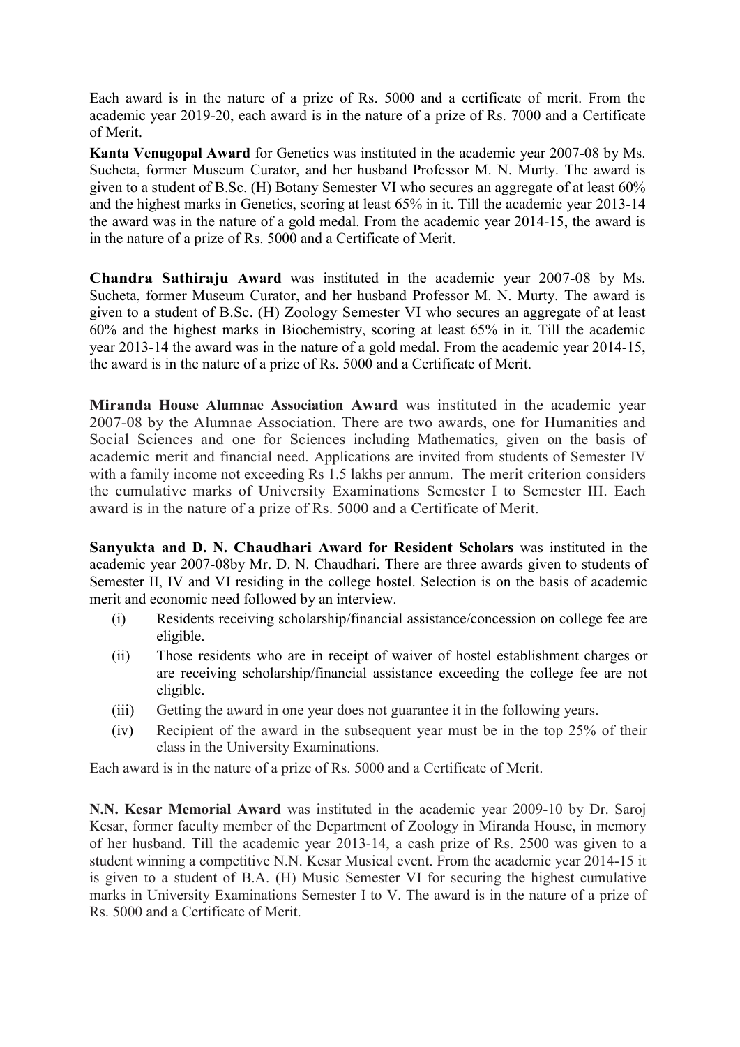Each award is in the nature of a prize of Rs. 5000 and a certificate of merit. From the academic year 2019-20, each award is in the nature of a prize of Rs. 7000 and a Certificate of Merit.

**Kanta Venugopal Award** for Genetics was instituted in the academic year 2007-08 by Ms. Sucheta, former Museum Curator, and her husband Professor M. N. Murty. The award is given to a student of B.Sc. (H) Botany Semester VI who secures an aggregate of at least 60% and the highest marks in Genetics, scoring at least 65% in it. Till the academic year 2013-14 the award was in the nature of a gold medal. From the academic year 2014-15, the award is in the nature of a prize of Rs. 5000 and a Certificate of Merit.

**Chandra Sathiraju Award** was instituted in the academic year 2007-08 by Ms. Sucheta, former Museum Curator, and her husband Professor M. N. Murty. The award is given to a student of B.Sc. (H) Zoology Semester VI who secures an aggregate of at least 60% and the highest marks in Biochemistry, scoring at least 65% in it. Till the academic year 2013-14 the award was in the nature of a gold medal. From the academic year 2014-15, the award is in the nature of a prize of Rs. 5000 and a Certificate of Merit.

**Miranda House Alumnae Association Award** was instituted in the academic year 2007-08 by the Alumnae Association. There are two awards, one for Humanities and Social Sciences and one for Sciences including Mathematics, given on the basis of academic merit and financial need. Applications are invited from students of Semester IV with a family income not exceeding Rs 1.5 lakhs per annum. The merit criterion considers the cumulative marks of University Examinations Semester I to Semester III. Each award is in the nature of a prize of Rs. 5000 and a Certificate of Merit.

**Sanyukta and D. N. Chaudhari Award for Resident Scholars** was instituted in the academic year 2007-08by Mr. D. N. Chaudhari. There are three awards given to students of Semester II, IV and VI residing in the college hostel. Selection is on the basis of academic merit and economic need followed by an interview.

(i) Residents receiving scholarship/financial assistance/concession on college fee are eligible.

(ii) Those residents who are in receipt of waiver of hostel establishment charges or are receiving scholarship/financial assistance exceeding the college fee are not eligible.

(iii) Getting the award in one year does not guarantee it in the following years.

(iv) Recipient of the award in the subsequent year must be in the top 25% of their class in the University Examinations.

Each award is in the nature of a prize of Rs. 5000 and a Certificate of Merit.

**N.N. Kesar Memorial Award** was instituted in the academic year 2009-10 by Dr. Saroj Kesar, former faculty member of the Department of Zoology in Miranda House, in memory of her husband. Till the academic year 2013-14, a cash prize of Rs. 2500 was given to a student winning a competitive N.N. Kesar Musical event. From the academic year 2014-15 it is given to a student of B.A. (H) Music Semester VI for securing the highest cumulative marks in University Examinations Semester I to V. The award is in the nature of a prize of Rs. 5000 and a Certificate of Merit.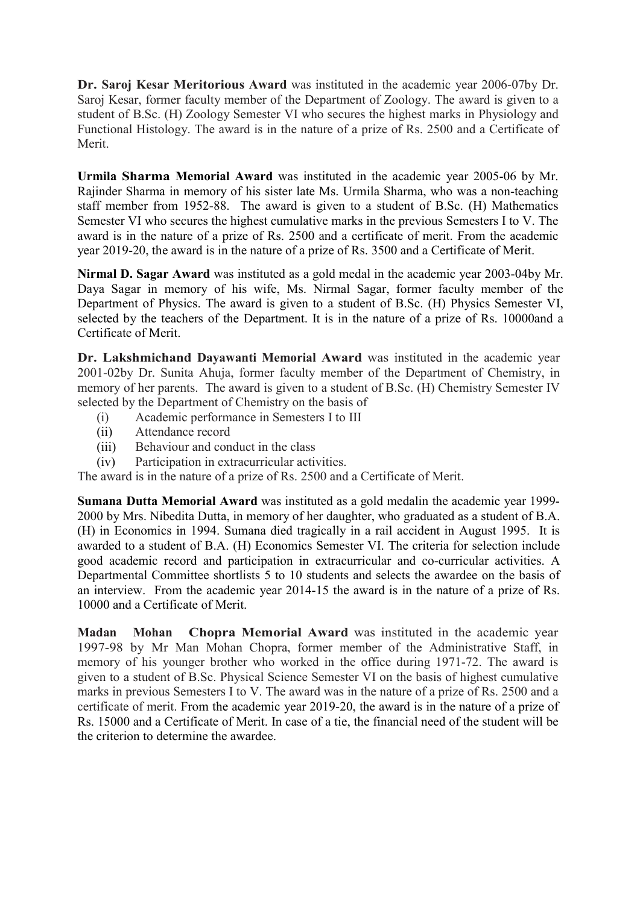**Dr. Saroj Kesar Meritorious Award** was instituted in the academic year 2006-07by Dr. Saroj Kesar, former faculty member of the Department of Zoology. The award is given to a student of B.Sc. (H) Zoology Semester VI who secures the highest marks in Physiology and Functional Histology. The award is in the nature of a prize of Rs. 2500 and a Certificate of Merit.

**Urmila Sharma Memorial Award** was instituted in the academic year 2005-06 by Mr. Rajinder Sharma in memory of his sister late Ms. Urmila Sharma, who was a non-teaching staff member from 1952-88. The award is given to a student of B.Sc. (H) Mathematics Semester VI who secures the highest cumulative marks in the previous Semesters I to V. The award is in the nature of a prize of Rs. 2500 and a certificate of merit. From the academic year 2019-20, the award is in the nature of a prize of Rs. 3500 and a Certificate of Merit.

**Nirmal D. Sagar Award** was instituted as a gold medal in the academic year 2003-04by Mr. Daya Sagar in memory of his wife, Ms. Nirmal Sagar, former faculty member of the Department of Physics. The award is given to a student of B.Sc. (H) Physics Semester VI, selected by the teachers of the Department. It is in the nature of a prize of Rs. 10000and a Certificate of Merit.

**Dr. Lakshmichand Dayawanti Memorial Award** was instituted in the academic year 2001-02by Dr. Sunita Ahuja, former faculty member of the Department of Chemistry, in memory of her parents. The award is given to a student of B.Sc. (H) Chemistry Semester IV selected by the Department of Chemistry on the basis of

(i) Academic performance in Semesters I to III
(ii) Attendance record
(iii) Behaviour and conduct in the class
(iv) Participation in extracurricular activities.

The award is in the nature of a prize of Rs. 2500 and a Certificate of Merit.

**Sumana Dutta Memorial Award** was instituted as a gold medalin the academic year 1999-2000 by Mrs. Nibedita Dutta, in memory of her daughter, who graduated as a student of B.A. (H) in Economics in 1994. Sumana died tragically in a rail accident in August 1995. It is awarded to a student of B.A. (H) Economics Semester VI. The criteria for selection include good academic record and participation in extracurricular and co-curricular activities. A Departmental Committee shortlists 5 to 10 students and selects the awardee on the basis of an interview. From the academic year 2014-15 the award is in the nature of a prize of Rs. 10000 and a Certificate of Merit.

**Madan Mohan Chopra Memorial Award** was instituted in the academic year 1997-98 by Mr Man Mohan Chopra, former member of the Administrative Staff, in memory of his younger brother who worked in the office during 1971-72. The award is given to a student of B.Sc. Physical Science Semester VI on the basis of highest cumulative marks in previous Semesters I to V. The award was in the nature of a prize of Rs. 2500 and a certificate of merit. From the academic year 2019-20, the award is in the nature of a prize of Rs. 15000 and a Certificate of Merit. In case of a tie, the financial need of the student will be the criterion to determine the awardee.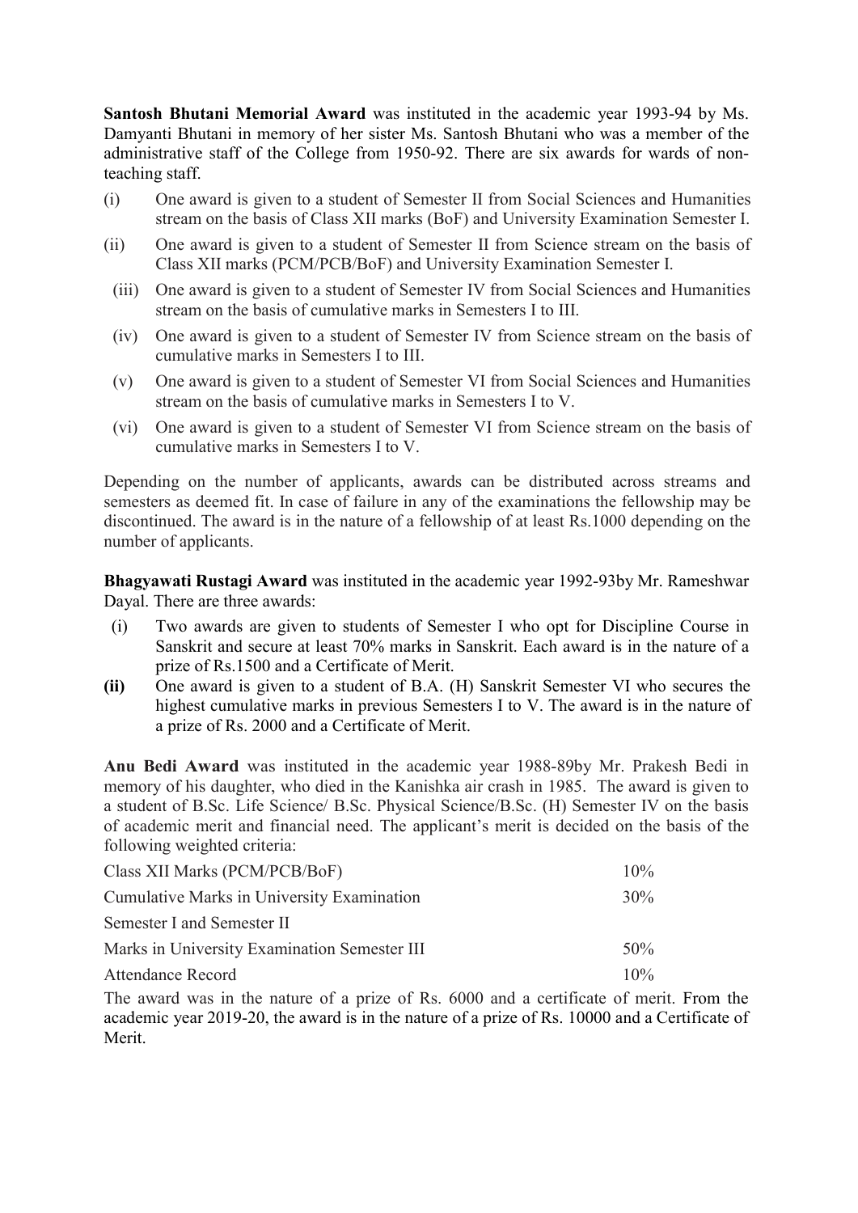**Santosh Bhutani Memorial Award** was instituted in the academic year 1993-94 by Ms. Damyanti Bhutani in memory of her sister Ms. Santosh Bhutani who was a member of the administrative staff of the College from 1950-92. There are six awards for wards of non-teaching staff.

(i) One award is given to a student of Semester II from Social Sciences and Humanities stream on the basis of Class XII marks (BoF) and University Examination Semester I.

(ii) One award is given to a student of Semester II from Science stream on the basis of Class XII marks (PCM/PCB/BoF) and University Examination Semester I.

(iii) One award is given to a student of Semester IV from Social Sciences and Humanities stream on the basis of cumulative marks in Semesters I to III.

(iv) One award is given to a student of Semester IV from Science stream on the basis of cumulative marks in Semesters I to III.

(v) One award is given to a student of Semester VI from Social Sciences and Humanities stream on the basis of cumulative marks in Semesters I to V.

(vi) One award is given to a student of Semester VI from Science stream on the basis of cumulative marks in Semesters I to V.

Depending on the number of applicants, awards can be distributed across streams and semesters as deemed fit. In case of failure in any of the examinations the fellowship may be discontinued. The award is in the nature of a fellowship of at least Rs.1000 depending on the number of applicants.

**Bhagyawati Rustagi Award** was instituted in the academic year 1992-93by Mr. Rameshwar Dayal. There are three awards:

(i) Two awards are given to students of Semester I who opt for Discipline Course in Sanskrit and secure at least 70% marks in Sanskrit. Each award is in the nature of a prize of Rs.1500 and a Certificate of Merit.

**(ii)** One award is given to a student of B.A. (H) Sanskrit Semester VI who secures the highest cumulative marks in previous Semesters I to V. The award is in the nature of a prize of Rs. 2000 and a Certificate of Merit.

**Anu Bedi Award** was instituted in the academic year 1988-89by Mr. Prakesh Bedi in memory of his daughter, who died in the Kanishka air crash in 1985. The award is given to a student of B.Sc. Life Science/ B.Sc. Physical Science/B.Sc. (H) Semester IV on the basis of academic merit and financial need. The applicant's merit is decided on the basis of the following weighted criteria:

| Criteria | Weight |
|---|---|
| Class XII Marks (PCM/PCB/BoF) | 10% |
| Cumulative Marks in University Examination Semester I and Semester II | 30% |
| Marks in University Examination Semester III | 50% |
| Attendance Record | 10% |

The award was in the nature of a prize of Rs. 6000 and a certificate of merit. From the academic year 2019-20, the award is in the nature of a prize of Rs. 10000 and a Certificate of Merit.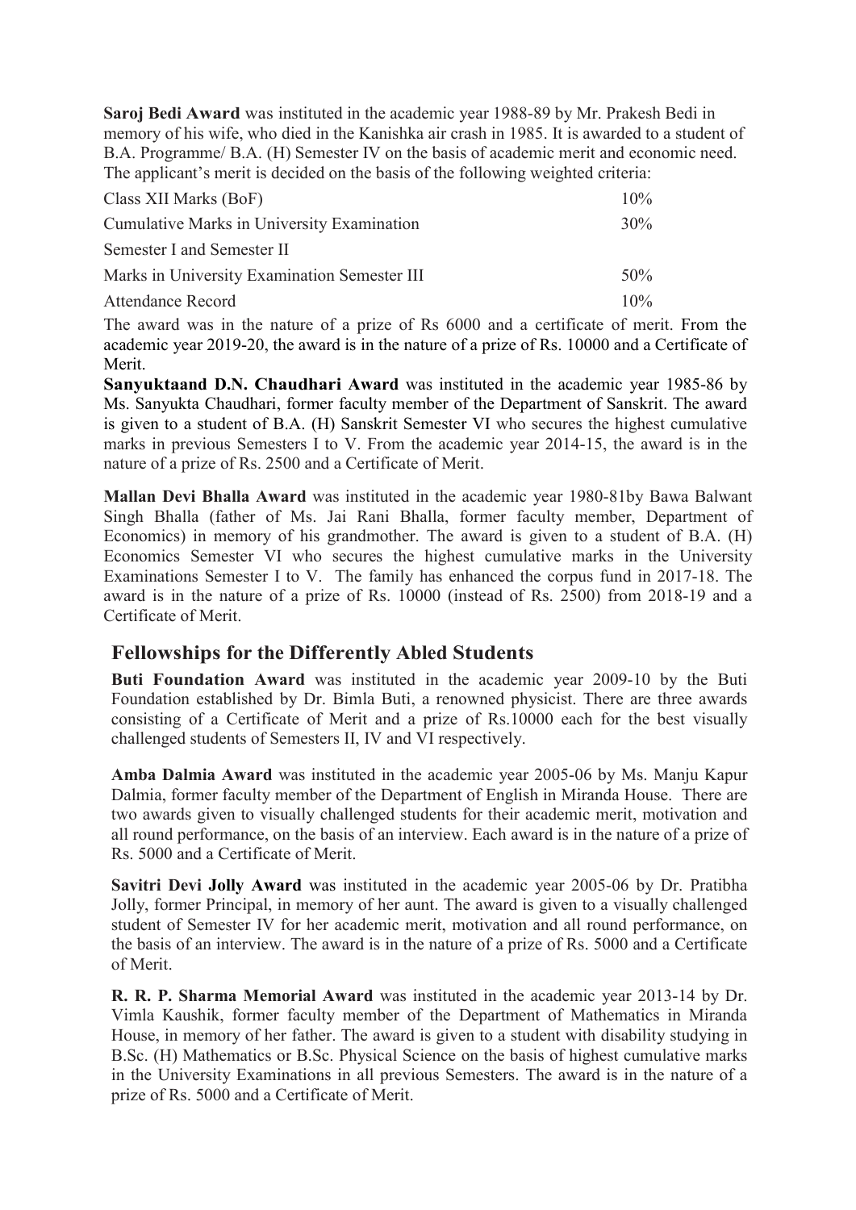**Saroj Bedi Award** was instituted in the academic year 1988-89 by Mr. Prakesh Bedi in memory of his wife, who died in the Kanishka air crash in 1985. It is awarded to a student of B.A. Programme/ B.A. (H) Semester IV on the basis of academic merit and economic need. The applicant's merit is decided on the basis of the following weighted criteria:

| | |
|---|---|
| Class XII Marks (BoF) | 10% |
| Cumulative Marks in University Examination Semester I and Semester II | 30% |
| Marks in University Examination Semester III | 50% |
| Attendance Record | 10% |

The award was in the nature of a prize of Rs 6000 and a certificate of merit. From the academic year 2019-20, the award is in the nature of a prize of Rs. 10000 and a Certificate of Merit.

**Sanyuktaand D.N. Chaudhari Award** was instituted in the academic year 1985-86 by Ms. Sanyukta Chaudhari, former faculty member of the Department of Sanskrit. The award is given to a student of B.A. (H) Sanskrit Semester VI who secures the highest cumulative marks in previous Semesters I to V. From the academic year 2014-15, the award is in the nature of a prize of Rs. 2500 and a Certificate of Merit.

**Mallan Devi Bhalla Award** was instituted in the academic year 1980-81by Bawa Balwant Singh Bhalla (father of Ms. Jai Rani Bhalla, former faculty member, Department of Economics) in memory of his grandmother. The award is given to a student of B.A. (H) Economics Semester VI who secures the highest cumulative marks in the University Examinations Semester I to V. The family has enhanced the corpus fund in 2017-18. The award is in the nature of a prize of Rs. 10000 (instead of Rs. 2500) from 2018-19 and a Certificate of Merit.

## Fellowships for the Differently Abled Students

**Buti Foundation Award** was instituted in the academic year 2009-10 by the Buti Foundation established by Dr. Bimla Buti, a renowned physicist. There are three awards consisting of a Certificate of Merit and a prize of Rs.10000 each for the best visually challenged students of Semesters II, IV and VI respectively.

**Amba Dalmia Award** was instituted in the academic year 2005-06 by Ms. Manju Kapur Dalmia, former faculty member of the Department of English in Miranda House. There are two awards given to visually challenged students for their academic merit, motivation and all round performance, on the basis of an interview. Each award is in the nature of a prize of Rs. 5000 and a Certificate of Merit.

**Savitri Devi Jolly Award** was instituted in the academic year 2005-06 by Dr. Pratibha Jolly, former Principal, in memory of her aunt. The award is given to a visually challenged student of Semester IV for her academic merit, motivation and all round performance, on the basis of an interview. The award is in the nature of a prize of Rs. 5000 and a Certificate of Merit.

**R. R. P. Sharma Memorial Award** was instituted in the academic year 2013-14 by Dr. Vimla Kaushik, former faculty member of the Department of Mathematics in Miranda House, in memory of her father. The award is given to a student with disability studying in B.Sc. (H) Mathematics or B.Sc. Physical Science on the basis of highest cumulative marks in the University Examinations in all previous Semesters. The award is in the nature of a prize of Rs. 5000 and a Certificate of Merit.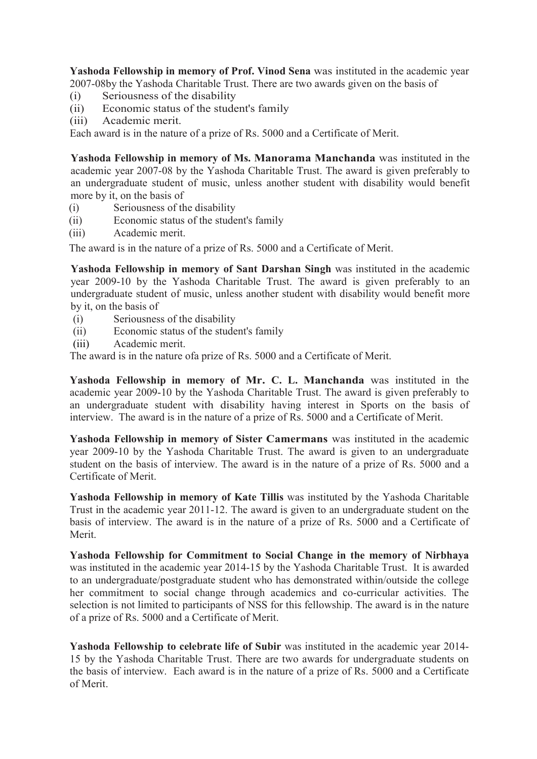**Yashoda Fellowship in memory of Prof. Vinod Sena** was instituted in the academic year 2007-08by the Yashoda Charitable Trust. There are two awards given on the basis of

(i) Seriousness of the disability
(ii) Economic status of the student's family
(iii) Academic merit.

Each award is in the nature of a prize of Rs. 5000 and a Certificate of Merit.

**Yashoda Fellowship in memory of Ms. Manorama Manchanda** was instituted in the academic year 2007-08 by the Yashoda Charitable Trust. The award is given preferably to an undergraduate student of music, unless another student with disability would benefit more by it, on the basis of

(i) Seriousness of the disability
(ii) Economic status of the student's family
(iii) Academic merit.

The award is in the nature of a prize of Rs. 5000 and a Certificate of Merit.

**Yashoda Fellowship in memory of Sant Darshan Singh** was instituted in the academic year 2009-10 by the Yashoda Charitable Trust. The award is given preferably to an undergraduate student of music, unless another student with disability would benefit more by it, on the basis of

(i) Seriousness of the disability
(ii) Economic status of the student's family
(iii) Academic merit.

The award is in the nature ofa prize of Rs. 5000 and a Certificate of Merit.

**Yashoda Fellowship in memory of Mr. C. L. Manchanda** was instituted in the academic year 2009-10 by the Yashoda Charitable Trust. The award is given preferably to an undergraduate student with disability having interest in Sports on the basis of interview. The award is in the nature of a prize of Rs. 5000 and a Certificate of Merit.

**Yashoda Fellowship in memory of Sister Camermans** was instituted in the academic year 2009-10 by the Yashoda Charitable Trust. The award is given to an undergraduate student on the basis of interview. The award is in the nature of a prize of Rs. 5000 and a Certificate of Merit.

**Yashoda Fellowship in memory of Kate Tillis** was instituted by the Yashoda Charitable Trust in the academic year 2011-12. The award is given to an undergraduate student on the basis of interview. The award is in the nature of a prize of Rs. 5000 and a Certificate of Merit.

**Yashoda Fellowship for Commitment to Social Change in the memory of Nirbhaya** was instituted in the academic year 2014-15 by the Yashoda Charitable Trust. It is awarded to an undergraduate/postgraduate student who has demonstrated within/outside the college her commitment to social change through academics and co-curricular activities. The selection is not limited to participants of NSS for this fellowship. The award is in the nature of a prize of Rs. 5000 and a Certificate of Merit.

**Yashoda Fellowship to celebrate life of Subir** was instituted in the academic year 2014-15 by the Yashoda Charitable Trust. There are two awards for undergraduate students on the basis of interview. Each award is in the nature of a prize of Rs. 5000 and a Certificate of Merit.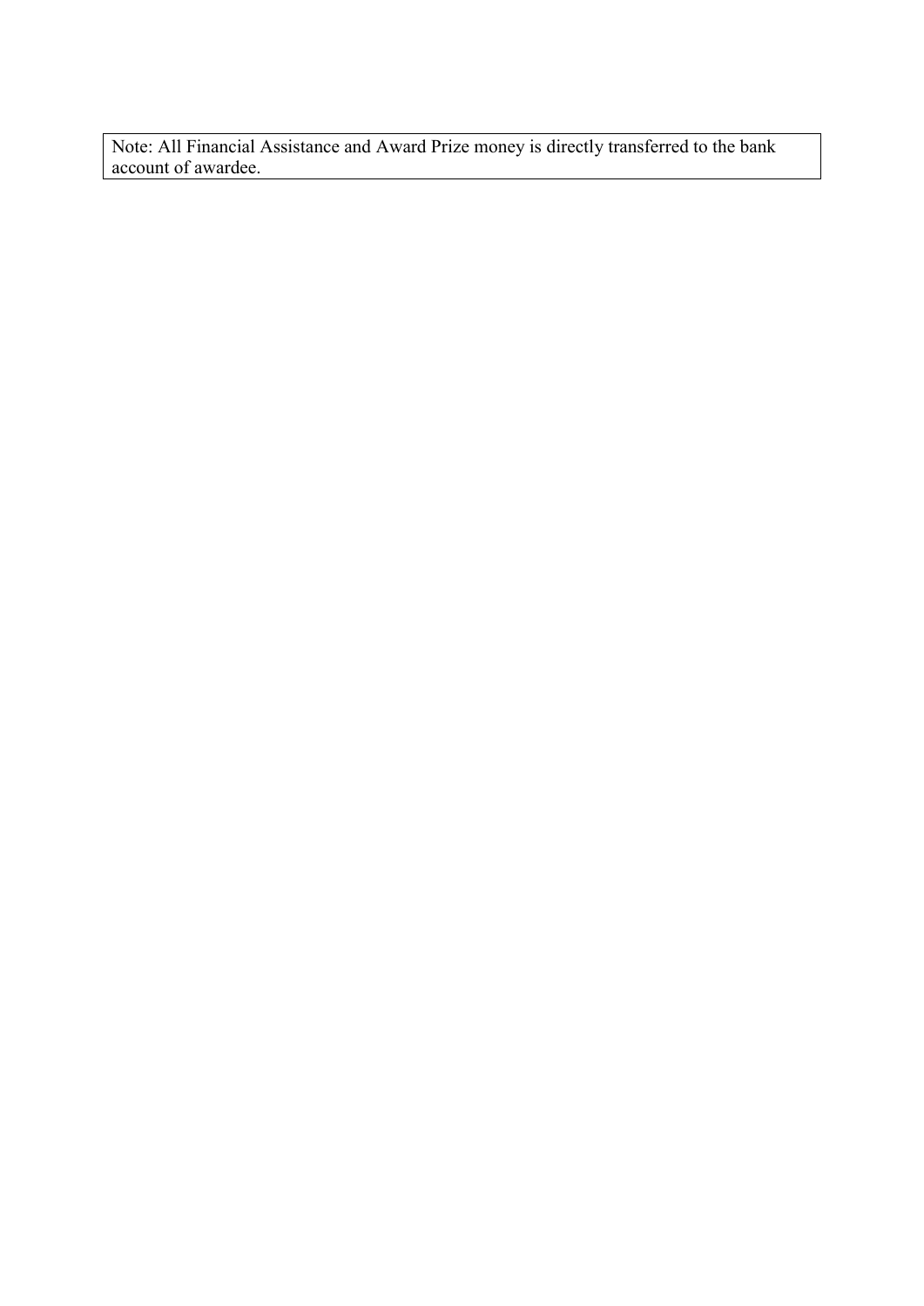Note: All Financial Assistance and Award Prize money is directly transferred to the bank account of awardee.